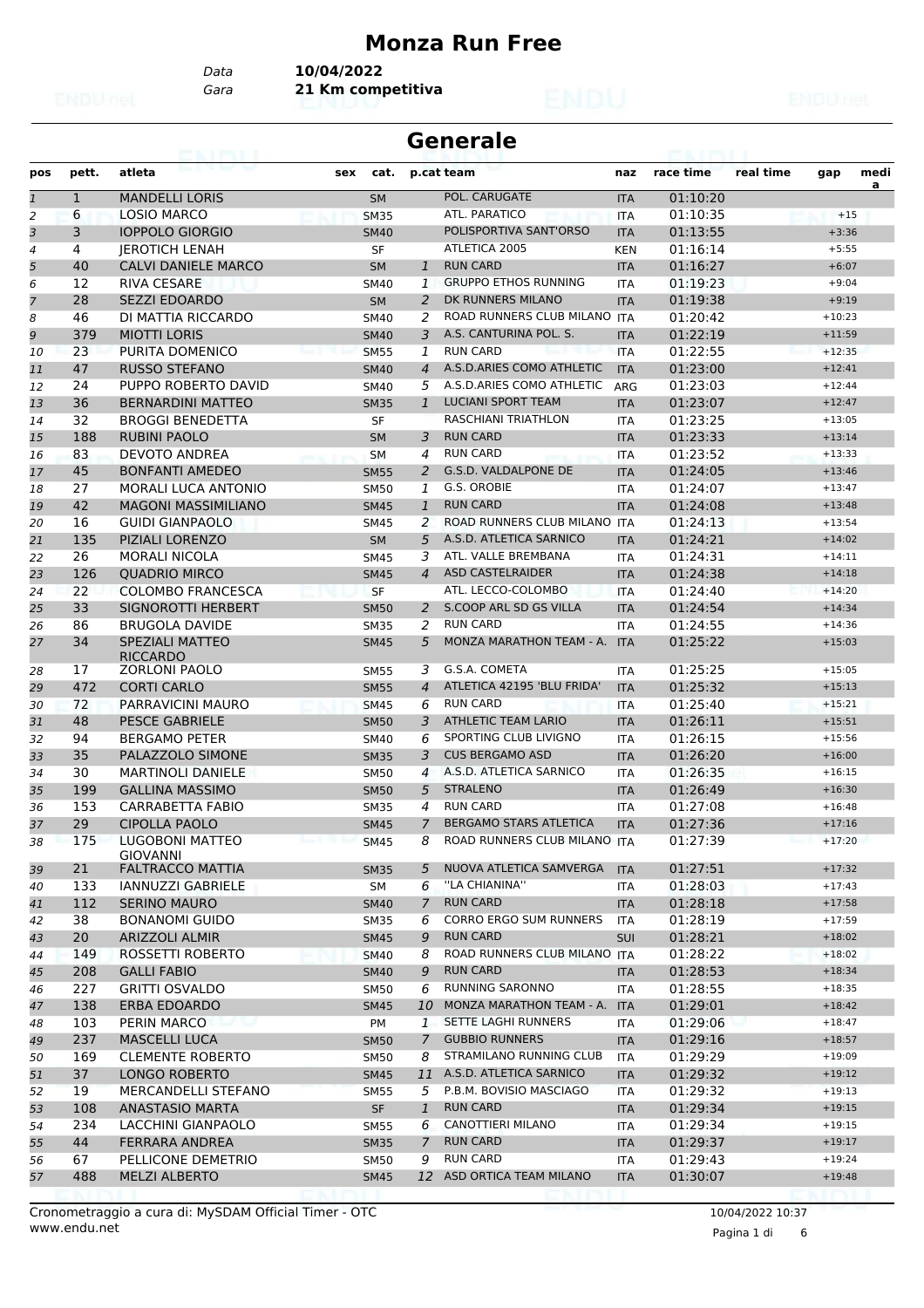# Monza Run Free

Data **10/04/2022**
Gara **21 Km competitiva**

## Generale

| pos | pett. | atleta | sex | cat. | p.cat | team | naz | race time | real time | gap | medi a |
|---|---|---|---|---|---|---|---|---|---|---|---|
| 1 | 1 | MANDELLI LORIS | | SM | | POL. CARUGATE | ITA | 01:10:20 | | | |
| 2 | 6 | LOSIO MARCO | | SM35 | | ATL. PARATICO | ITA | 01:10:35 | | +15 | |
| 3 | 3 | IOPPOLO GIORGIO | | SM40 | | POLISPORTIVA SANT'ORSO | ITA | 01:13:55 | | +3:36 | |
| 4 | 4 | JEROTICH LENAH | | SF | | ATLETICA 2005 | KEN | 01:16:14 | | +5:55 | |
| 5 | 40 | CALVI DANIELE MARCO | | SM | 1 | RUN CARD | ITA | 01:16:27 | | +6:07 | |
| 6 | 12 | RIVA CESARE | | SM40 | 1 | GRUPPO ETHOS RUNNING | ITA | 01:19:23 | | +9:04 | |
| 7 | 28 | SEZZI EDOARDO | | SM | 2 | DK RUNNERS MILANO | ITA | 01:19:38 | | +9:19 | |
| 8 | 46 | DI MATTIA RICCARDO | | SM40 | 2 | ROAD RUNNERS CLUB MILANO | ITA | 01:20:42 | | +10:23 | |
| 9 | 379 | MIOTTI LORIS | | SM40 | 3 | A.S. CANTURINA POL. S. | ITA | 01:22:19 | | +11:59 | |
| 10 | 23 | PURITA DOMENICO | | SM55 | 1 | RUN CARD | ITA | 01:22:55 | | +12:35 | |
| 11 | 47 | RUSSO STEFANO | | SM40 | 4 | A.S.D.ARIES COMO ATHLETIC | ITA | 01:23:00 | | +12:41 | |
| 12 | 24 | PUPPO ROBERTO DAVID | | SM40 | 5 | A.S.D.ARIES COMO ATHLETIC | ARG | 01:23:03 | | +12:44 | |
| 13 | 36 | BERNARDINI MATTEO | | SM35 | 1 | LUCIANI SPORT TEAM | ITA | 01:23:07 | | +12:47 | |
| 14 | 32 | BROGGI BENEDETTA | | SF | | RASCHIANI TRIATHLON | ITA | 01:23:25 | | +13:05 | |
| 15 | 188 | RUBINI PAOLO | | SM | 3 | RUN CARD | ITA | 01:23:33 | | +13:14 | |
| 16 | 83 | DEVOTO ANDREA | | SM | 4 | RUN CARD | ITA | 01:23:52 | | +13:33 | |
| 17 | 45 | BONFANTI AMEDEO | | SM55 | 2 | G.S.D. VALDALPONE DE | ITA | 01:24:05 | | +13:46 | |
| 18 | 27 | MORALI LUCA ANTONIO | | SM50 | 1 | G.S. OROBIE | ITA | 01:24:07 | | +13:47 | |
| 19 | 42 | MAGONI MASSIMILIANO | | SM45 | 1 | RUN CARD | ITA | 01:24:08 | | +13:48 | |
| 20 | 16 | GUIDI GIANPAOLO | | SM45 | 2 | ROAD RUNNERS CLUB MILANO | ITA | 01:24:13 | | +13:54 | |
| 21 | 135 | PIZIALI LORENZO | | SM | 5 | A.S.D. ATLETICA SARNICO | ITA | 01:24:21 | | +14:02 | |
| 22 | 26 | MORALI NICOLA | | SM45 | 3 | ATL. VALLE BREMBANA | ITA | 01:24:31 | | +14:11 | |
| 23 | 126 | QUADRIO MIRCO | | SM45 | 4 | ASD CASTELRAIDER | ITA | 01:24:38 | | +14:18 | |
| 24 | 22 | COLOMBO FRANCESCA | | SF | | ATL. LECCO-COLOMBO | ITA | 01:24:40 | | +14:20 | |
| 25 | 33 | SIGNOROTTI HERBERT | | SM50 | 2 | S.COOP ARL SD GS VILLA | ITA | 01:24:54 | | +14:34 | |
| 26 | 86 | BRUGOLA DAVIDE | | SM35 | 2 | RUN CARD | ITA | 01:24:55 | | +14:36 | |
| 27 | 34 | SPEZIALI MATTEO RICCARDO | | SM45 | 5 | MONZA MARATHON TEAM - A. | ITA | 01:25:22 | | +15:03 | |
| 28 | 17 | ZORLONI PAOLO | | SM55 | 3 | G.S.A. COMETA | ITA | 01:25:25 | | +15:05 | |
| 29 | 472 | CORTI CARLO | | SM55 | 4 | ATLETICA 42195 'BLU FRIDA' | ITA | 01:25:32 | | +15:13 | |
| 30 | 72 | PARRAVICINI MAURO | | SM45 | 6 | RUN CARD | ITA | 01:25:40 | | +15:21 | |
| 31 | 48 | PESCE GABRIELE | | SM50 | 3 | ATHLETIC TEAM LARIO | ITA | 01:26:11 | | +15:51 | |
| 32 | 94 | BERGAMO PETER | | SM40 | 6 | SPORTING CLUB LIVIGNO | ITA | 01:26:15 | | +15:56 | |
| 33 | 35 | PALAZZOLO SIMONE | | SM35 | 3 | CUS BERGAMO ASD | ITA | 01:26:20 | | +16:00 | |
| 34 | 30 | MARTINOLI DANIELE | | SM50 | 4 | A.S.D. ATLETICA SARNICO | ITA | 01:26:35 | | +16:15 | |
| 35 | 199 | GALLINA MASSIMO | | SM50 | 5 | STRALENO | ITA | 01:26:49 | | +16:30 | |
| 36 | 153 | CARRABETTA FABIO | | SM35 | 4 | RUN CARD | ITA | 01:27:08 | | +16:48 | |
| 37 | 29 | CIPOLLA PAOLO | | SM45 | 7 | BERGAMO STARS ATLETICA | ITA | 01:27:36 | | +17:16 | |
| 38 | 175 | LUGOBONI MATTEO GIOVANNI | | SM45 | 8 | ROAD RUNNERS CLUB MILANO | ITA | 01:27:39 | | +17:20 | |
| 39 | 21 | FALTRACCO MATTIA | | SM35 | 5 | NUOVA ATLETICA SAMVERGA | ITA | 01:27:51 | | +17:32 | |
| 40 | 133 | IANNUZZI GABRIELE | | SM | 6 | ''LA CHIANINA'' | ITA | 01:28:03 | | +17:43 | |
| 41 | 112 | SERINO MAURO | | SM40 | 7 | RUN CARD | ITA | 01:28:18 | | +17:58 | |
| 42 | 38 | BONANOMI GUIDO | | SM35 | 6 | CORRO ERGO SUM RUNNERS | ITA | 01:28:19 | | +17:59 | |
| 43 | 20 | ARIZZOLI ALMIR | | SM45 | 9 | RUN CARD | SUI | 01:28:21 | | +18:02 | |
| 44 | 149 | ROSSETTI ROBERTO | | SM40 | 8 | ROAD RUNNERS CLUB MILANO | ITA | 01:28:22 | | +18:02 | |
| 45 | 208 | GALLI FABIO | | SM40 | 9 | RUN CARD | ITA | 01:28:53 | | +18:34 | |
| 46 | 227 | GRITTI OSVALDO | | SM50 | 6 | RUNNING SARONNO | ITA | 01:28:55 | | +18:35 | |
| 47 | 138 | ERBA EDOARDO | | SM45 | 10 | MONZA MARATHON TEAM - A. | ITA | 01:29:01 | | +18:42 | |
| 48 | 103 | PERIN MARCO | | PM | 1 | SETTE LAGHI RUNNERS | ITA | 01:29:06 | | +18:47 | |
| 49 | 237 | MASCELLI LUCA | | SM50 | 7 | GUBBIO RUNNERS | ITA | 01:29:16 | | +18:57 | |
| 50 | 169 | CLEMENTE ROBERTO | | SM50 | 8 | STRAMILANO RUNNING CLUB | ITA | 01:29:29 | | +19:09 | |
| 51 | 37 | LONGO ROBERTO | | SM45 | 11 | A.S.D. ATLETICA SARNICO | ITA | 01:29:32 | | +19:12 | |
| 52 | 19 | MERCANDELLI STEFANO | | SM55 | 5 | P.B.M. BOVISIO MASCIAGO | ITA | 01:29:32 | | +19:13 | |
| 53 | 108 | ANASTASIO MARTA | | SF | 1 | RUN CARD | ITA | 01:29:34 | | +19:15 | |
| 54 | 234 | LACCHINI GIANPAOLO | | SM55 | 6 | CANOTTIERI MILANO | ITA | 01:29:34 | | +19:15 | |
| 55 | 44 | FERRARA ANDREA | | SM35 | 7 | RUN CARD | ITA | 01:29:37 | | +19:17 | |
| 56 | 67 | PELLICONE DEMETRIO | | SM50 | 9 | RUN CARD | ITA | 01:29:43 | | +19:24 | |
| 57 | 488 | MELZI ALBERTO | | SM45 | 12 | ASD ORTICA TEAM MILANO | ITA | 01:30:07 | | +19:48 | |

Cronometraggio a cura di: MySDAM Official Timer - OTC
www.endu.net

10/04/2022 10:37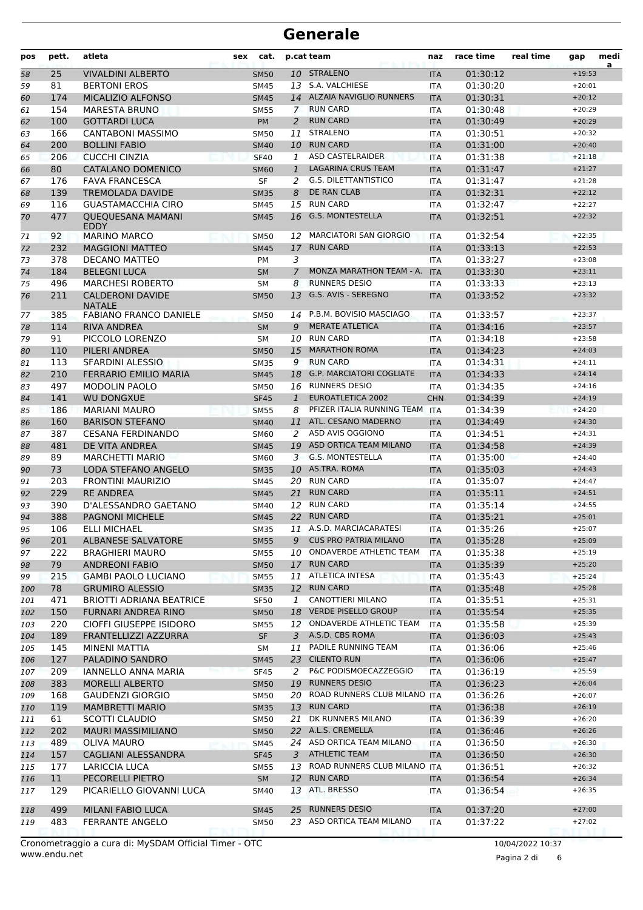# Generale

| pos | pett. | atleta | sex | cat. | p.cat | team | naz | race time | real time | gap | media |
|---|---|---|---|---|---|---|---|---|---|---|---|
| 58 | 25 | VIVALDINI ALBERTO | | SM50 | 10 | STRALENO | ITA | 01:30:12 | | +19:53 | |
| 59 | 81 | BERTONI EROS | | SM45 | 13 | S.A. VALCHIESE | ITA | 01:30:20 | | +20:01 | |
| 60 | 174 | MICALIZIO ALFONSO | | SM45 | 14 | ALZAIA NAVIGLIO RUNNERS | ITA | 01:30:31 | | +20:12 | |
| 61 | 154 | MARESTA BRUNO | | SM55 | 7 | RUN CARD | ITA | 01:30:48 | | +20:29 | |
| 62 | 100 | GOTTARDI LUCA | | PM | 2 | RUN CARD | ITA | 01:30:49 | | +20:29 | |
| 63 | 166 | CANTABONI MASSIMO | | SM50 | 11 | STRALENO | ITA | 01:30:51 | | +20:32 | |
| 64 | 200 | BOLLINI FABIO | | SM40 | 10 | RUN CARD | ITA | 01:31:00 | | +20:40 | |
| 65 | 206 | CUCCHI CINZIA | | SF40 | 1 | ASD CASTELRAIDER | ITA | 01:31:38 | | +21:18 | |
| 66 | 80 | CATALANO DOMENICO | | SM60 | 1 | LAGARINA CRUS TEAM | ITA | 01:31:47 | | +21:27 | |
| 67 | 176 | FAVA FRANCESCA | | SF | 2 | G.S. DILETTANTISTICO | ITA | 01:31:47 | | +21:28 | |
| 68 | 139 | TREMOLADA DAVIDE | | SM35 | 8 | DE RAN CLAB | ITA | 01:32:31 | | +22:12 | |
| 69 | 116 | GUASTAMACCHIA CIRO | | SM45 | 15 | RUN CARD | ITA | 01:32:47 | | +22:27 | |
| 70 | 477 | QUEQUESANA MAMANI EDDY | | SM45 | 16 | G.S. MONTESTELLA | ITA | 01:32:51 | | +22:32 | |
| 71 | 92 | MARINO MARCO | | SM50 | 12 | MARCIATORI SAN GIORGIO | ITA | 01:32:54 | | +22:35 | |
| 72 | 232 | MAGGIONI MATTEO | | SM45 | 17 | RUN CARD | ITA | 01:33:13 | | +22:53 | |
| 73 | 378 | DECANO MATTEO | | PM | 3 | | ITA | 01:33:27 | | +23:08 | |
| 74 | 184 | BELEGNI LUCA | | SM | 7 | MONZA MARATHON TEAM - A. | ITA | 01:33:30 | | +23:11 | |
| 75 | 496 | MARCHESI ROBERTO | | SM | 8 | RUNNERS DESIO | ITA | 01:33:33 | | +23:13 | |
| 76 | 211 | CALDERONI DAVIDE NATALE | | SM50 | 13 | G.S. AVIS - SEREGNO | ITA | 01:33:52 | | +23:32 | |
| 77 | 385 | FABIANO FRANCO DANIELE | | SM50 | 14 | P.B.M. BOVISIO MASCIAGO | ITA | 01:33:57 | | +23:37 | |
| 78 | 114 | RIVA ANDREA | | SM | 9 | MERATE ATLETICA | ITA | 01:34:16 | | +23:57 | |
| 79 | 91 | PICCOLO LORENZO | | SM | 10 | RUN CARD | ITA | 01:34:18 | | +23:58 | |
| 80 | 110 | PILERI ANDREA | | SM50 | 15 | MARATHON ROMA | ITA | 01:34:23 | | +24:03 | |
| 81 | 113 | SFARDINI ALESSIO | | SM35 | 9 | RUN CARD | ITA | 01:34:31 | | +24:11 | |
| 82 | 210 | FERRARIO EMILIO MARIA | | SM45 | 18 | G.P. MARCIATORI COGLIATE | ITA | 01:34:33 | | +24:14 | |
| 83 | 497 | MODOLIN PAOLO | | SM50 | 16 | RUNNERS DESIO | ITA | 01:34:35 | | +24:16 | |
| 84 | 141 | WU DONGXUE | | SF45 | 1 | EUROATLETICA 2002 | CHN | 01:34:39 | | +24:19 | |
| 85 | 186 | MARIANI MAURO | | SM55 | 8 | PFIZER ITALIA RUNNING TEAM | ITA | 01:34:39 | | +24:20 | |
| 86 | 160 | BARISON STEFANO | | SM40 | 11 | ATL. CESANO MADERNO | ITA | 01:34:49 | | +24:30 | |
| 87 | 387 | CESANA FERDINANDO | | SM60 | 2 | ASD AVIS OGGIONO | ITA | 01:34:51 | | +24:31 | |
| 88 | 481 | DE VITA ANDREA | | SM45 | 19 | ASD ORTICA TEAM MILANO | ITA | 01:34:58 | | +24:39 | |
| 89 | 89 | MARCHETTI MARIO | | SM60 | 3 | G.S. MONTESTELLA | ITA | 01:35:00 | | +24:40 | |
| 90 | 73 | LODA STEFANO ANGELO | | SM35 | 10 | AS.TRA. ROMA | ITA | 01:35:03 | | +24:43 | |
| 91 | 203 | FRONTINI MAURIZIO | | SM45 | 20 | RUN CARD | ITA | 01:35:07 | | +24:47 | |
| 92 | 229 | RE ANDREA | | SM45 | 21 | RUN CARD | ITA | 01:35:11 | | +24:51 | |
| 93 | 390 | D'ALESSANDRO GAETANO | | SM40 | 12 | RUN CARD | ITA | 01:35:14 | | +24:55 | |
| 94 | 388 | PAGNONI MICHELE | | SM45 | 22 | RUN CARD | ITA | 01:35:21 | | +25:01 | |
| 95 | 106 | ELLI MICHAEL | | SM35 | 11 | A.S.D. MARCIACARATESI | ITA | 01:35:26 | | +25:07 | |
| 96 | 201 | ALBANESE SALVATORE | | SM55 | 9 | CUS PRO PATRIA MILANO | ITA | 01:35:28 | | +25:09 | |
| 97 | 222 | BRAGHIERI MAURO | | SM55 | 10 | ONDAVERDE ATHLETIC TEAM | ITA | 01:35:38 | | +25:19 | |
| 98 | 79 | ANDREONI FABIO | | SM50 | 17 | RUN CARD | ITA | 01:35:39 | | +25:20 | |
| 99 | 215 | GAMBI PAOLO LUCIANO | | SM55 | 11 | ATLETICA INTESA | ITA | 01:35:43 | | +25:24 | |
| 100 | 78 | GRUMIRO ALESSIO | | SM35 | 12 | RUN CARD | ITA | 01:35:48 | | +25:28 | |
| 101 | 471 | BRIOTTI ADRIANA BEATRICE | | SF50 | 1 | CANOTTIERI MILANO | ITA | 01:35:51 | | +25:31 | |
| 102 | 150 | FURNARI ANDREA RINO | | SM50 | 18 | VERDE PISELLO GROUP | ITA | 01:35:54 | | +25:35 | |
| 103 | 220 | CIOFFI GIUSEPPE ISIDORO | | SM55 | 12 | ONDAVERDE ATHLETIC TEAM | ITA | 01:35:58 | | +25:39 | |
| 104 | 189 | FRANTELLIZZI AZZURRA | | SF | 3 | A.S.D. CBS ROMA | ITA | 01:36:03 | | +25:43 | |
| 105 | 145 | MINENI MATTIA | | SM | 11 | PADILE RUNNING TEAM | ITA | 01:36:06 | | +25:46 | |
| 106 | 127 | PALADINO SANDRO | | SM45 | 23 | CILENTO RUN | ITA | 01:36:06 | | +25:47 | |
| 107 | 209 | IANNELLO ANNA MARIA | | SF45 | 2 | P&C PODISMOECAZZEGGIO | ITA | 01:36:19 | | +25:59 | |
| 108 | 383 | MORELLI ALBERTO | | SM50 | 19 | RUNNERS DESIO | ITA | 01:36:23 | | +26:04 | |
| 109 | 168 | GAUDENZI GIORGIO | | SM50 | 20 | ROAD RUNNERS CLUB MILANO | ITA | 01:36:26 | | +26:07 | |
| 110 | 119 | MAMBRETTI MARIO | | SM35 | 13 | RUN CARD | ITA | 01:36:38 | | +26:19 | |
| 111 | 61 | SCOTTI CLAUDIO | | SM50 | 21 | DK RUNNERS MILANO | ITA | 01:36:39 | | +26:20 | |
| 112 | 202 | MAURI MASSIMILIANO | | SM50 | 22 | A.L.S. CREMELLA | ITA | 01:36:46 | | +26:26 | |
| 113 | 489 | OLIVA MAURO | | SM45 | 24 | ASD ORTICA TEAM MILANO | ITA | 01:36:50 | | +26:30 | |
| 114 | 157 | CAGLIANI ALESSANDRA | | SF45 | 3 | ATHLETIC TEAM | ITA | 01:36:50 | | +26:30 | |
| 115 | 177 | LARICCIA LUCA | | SM55 | 13 | ROAD RUNNERS CLUB MILANO | ITA | 01:36:51 | | +26:32 | |
| 116 | 11 | PECORELLI PIETRO | | SM | 12 | RUN CARD | ITA | 01:36:54 | | +26:34 | |
| 117 | 129 | PICARIELLO GIOVANNI LUCA | | SM40 | 13 | ATL. BRESSO | ITA | 01:36:54 | | +26:35 | |
| 118 | 499 | MILANI FABIO LUCA | | SM45 | 25 | RUNNERS DESIO | ITA | 01:37:20 | | +27:00 | |
| 119 | 483 | FERRANTE ANGELO | | SM50 | 23 | ASD ORTICA TEAM MILANO | ITA | 01:37:22 | | +27:02 | |

Cronometraggio a cura di: MySDAM Official Timer - OTC

www.endu.net

10/04/2022 10:37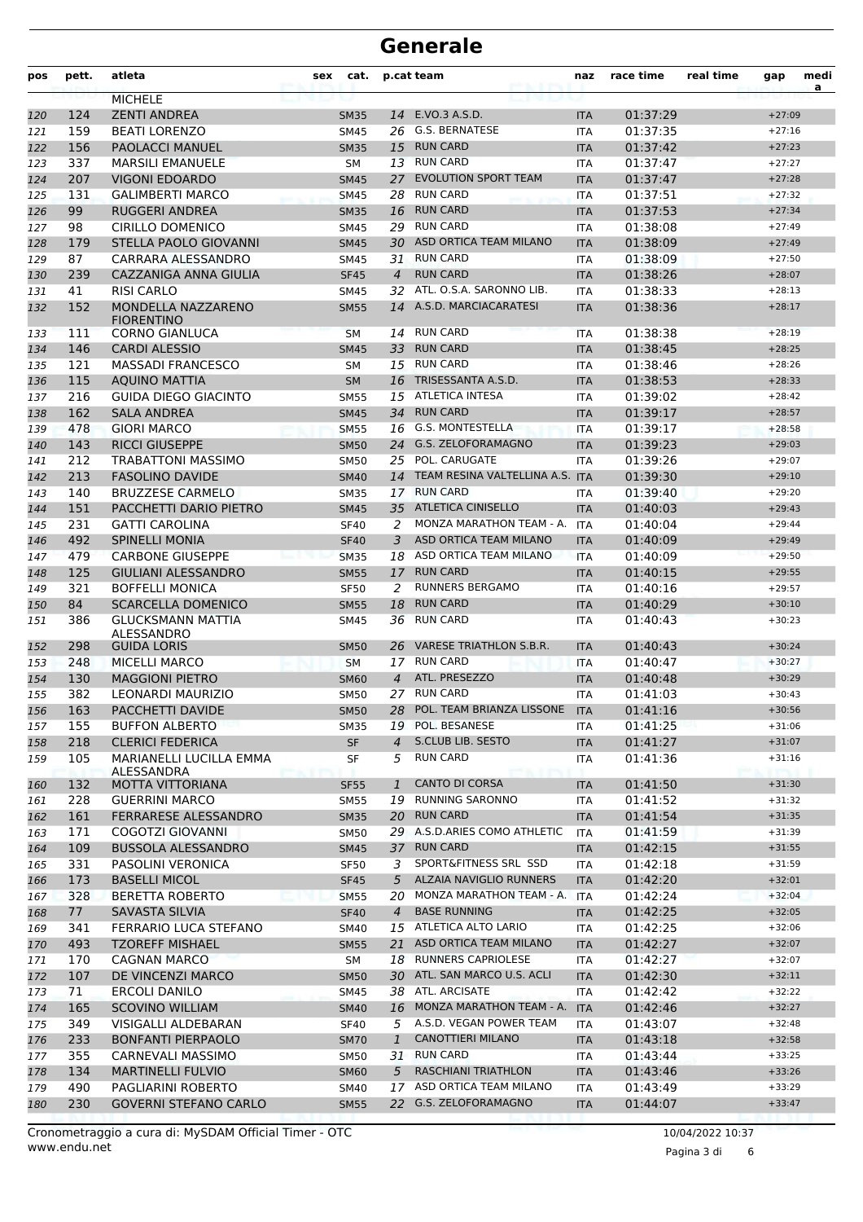# Generale

| pos | pett. | atleta | sex | cat. | p.cat | team | naz | race time | real time | gap | media |
|---|---|---|---|---|---|---|---|---|---|---|---|
| | | MICHELE | | | | | | | | | |
| 120 | 124 | ZENTI ANDREA | | SM35 | 14 | E.VO.3 A.S.D. | ITA | 01:37:29 | | +27:09 | |
| 121 | 159 | BEATI LORENZO | | SM45 | 26 | G.S. BERNATESE | ITA | 01:37:35 | | +27:16 | |
| 122 | 156 | PAOLACCI MANUEL | | SM35 | 15 | RUN CARD | ITA | 01:37:42 | | +27:23 | |
| 123 | 337 | MARSILI EMANUELE | | SM | 13 | RUN CARD | ITA | 01:37:47 | | +27:27 | |
| 124 | 207 | VIGONI EDOARDO | | SM45 | 27 | EVOLUTION SPORT TEAM | ITA | 01:37:47 | | +27:28 | |
| 125 | 131 | GALIMBERTI MARCO | | SM45 | 28 | RUN CARD | ITA | 01:37:51 | | +27:32 | |
| 126 | 99 | RUGGERI ANDREA | | SM35 | 16 | RUN CARD | ITA | 01:37:53 | | +27:34 | |
| 127 | 98 | CIRILLO DOMENICO | | SM45 | 29 | RUN CARD | ITA | 01:38:08 | | +27:49 | |
| 128 | 179 | STELLA PAOLO GIOVANNI | | SM45 | 30 | ASD ORTICA TEAM MILANO | ITA | 01:38:09 | | +27:49 | |
| 129 | 87 | CARRARA ALESSANDRO | | SM45 | 31 | RUN CARD | ITA | 01:38:09 | | +27:50 | |
| 130 | 239 | CAZZANIGA ANNA GIULIA | | SF45 | 4 | RUN CARD | ITA | 01:38:26 | | +28:07 | |
| 131 | 41 | RISI CARLO | | SM45 | 32 | ATL. O.S.A. SARONNO LIB. | ITA | 01:38:33 | | +28:13 | |
| 132 | 152 | MONDELLA NAZZARENO FIORENTINO | | SM55 | 14 | A.S.D. MARCIACARATESI | ITA | 01:38:36 | | +28:17 | |
| 133 | 111 | CORNO GIANLUCA | | SM | 14 | RUN CARD | ITA | 01:38:38 | | +28:19 | |
| 134 | 146 | CARDI ALESSIO | | SM45 | 33 | RUN CARD | ITA | 01:38:45 | | +28:25 | |
| 135 | 121 | MASSADI FRANCESCO | | SM | 15 | RUN CARD | ITA | 01:38:46 | | +28:26 | |
| 136 | 115 | AQUINO MATTIA | | SM | 16 | TRISESSANTA A.S.D. | ITA | 01:38:53 | | +28:33 | |
| 137 | 216 | GUIDA DIEGO GIACINTO | | SM55 | 15 | ATLETICA INTESA | ITA | 01:39:02 | | +28:42 | |
| 138 | 162 | SALA ANDREA | | SM45 | 34 | RUN CARD | ITA | 01:39:17 | | +28:57 | |
| 139 | 478 | GIORI MARCO | | SM55 | 16 | G.S. MONTESTELLA | ITA | 01:39:17 | | +28:58 | |
| 140 | 143 | RICCI GIUSEPPE | | SM50 | 24 | G.S. ZELOFORAMAGNO | ITA | 01:39:23 | | +29:03 | |
| 141 | 212 | TRABATTONI MASSIMO | | SM50 | 25 | POL. CARUGATE | ITA | 01:39:26 | | +29:07 | |
| 142 | 213 | FASOLINO DAVIDE | | SM40 | 14 | TEAM RESINA VALTELLINA A.S. | ITA | 01:39:30 | | +29:10 | |
| 143 | 140 | BRUZZESE CARMELO | | SM35 | 17 | RUN CARD | ITA | 01:39:40 | | +29:20 | |
| 144 | 151 | PACCHETTI DARIO PIETRO | | SM45 | 35 | ATLETICA CINISELLO | ITA | 01:40:03 | | +29:43 | |
| 145 | 231 | GATTI CAROLINA | | SF40 | 2 | MONZA MARATHON TEAM - A. | ITA | 01:40:04 | | +29:44 | |
| 146 | 492 | SPINELLI MONIA | | SF40 | 3 | ASD ORTICA TEAM MILANO | ITA | 01:40:09 | | +29:49 | |
| 147 | 479 | CARBONE GIUSEPPE | | SM35 | 18 | ASD ORTICA TEAM MILANO | ITA | 01:40:09 | | +29:50 | |
| 148 | 125 | GIULIANI ALESSANDRO | | SM55 | 17 | RUN CARD | ITA | 01:40:15 | | +29:55 | |
| 149 | 321 | BOFFELLI MONICA | | SF50 | 2 | RUNNERS BERGAMO | ITA | 01:40:16 | | +29:57 | |
| 150 | 84 | SCARCELLA DOMENICO | | SM55 | 18 | RUN CARD | ITA | 01:40:29 | | +30:10 | |
| 151 | 386 | GLUCKSMANN MATTIA ALESSANDRO | | SM45 | 36 | RUN CARD | ITA | 01:40:43 | | +30:23 | |
| 152 | 298 | GUIDA LORIS | | SM50 | 26 | VARESE TRIATHLON S.B.R. | ITA | 01:40:43 | | +30:24 | |
| 153 | 248 | MICELLI MARCO | | SM | 17 | RUN CARD | ITA | 01:40:47 | | +30:27 | |
| 154 | 130 | MAGGIONI PIETRO | | SM60 | 4 | ATL. PRESEZZO | ITA | 01:40:48 | | +30:29 | |
| 155 | 382 | LEONARDI MAURIZIO | | SM50 | 27 | RUN CARD | ITA | 01:41:03 | | +30:43 | |
| 156 | 163 | PACCHETTI DAVIDE | | SM50 | 28 | POL. TEAM BRIANZA LISSONE | ITA | 01:41:16 | | +30:56 | |
| 157 | 155 | BUFFON ALBERTO | | SM35 | 19 | POL. BESANESE | ITA | 01:41:25 | | +31:06 | |
| 158 | 218 | CLERICI FEDERICA | | SF | 4 | S.CLUB LIB. SESTO | ITA | 01:41:27 | | +31:07 | |
| 159 | 105 | MARIANELLI LUCILLA EMMA ALESSANDRA | | SF | 5 | RUN CARD | ITA | 01:41:36 | | +31:16 | |
| 160 | 132 | MOTTA VITTORIANA | | SF55 | 1 | CANTO DI CORSA | ITA | 01:41:50 | | +31:30 | |
| 161 | 228 | GUERRINI MARCO | | SM55 | 19 | RUNNING SARONNO | ITA | 01:41:52 | | +31:32 | |
| 162 | 161 | FERRARESE ALESSANDRO | | SM35 | 20 | RUN CARD | ITA | 01:41:54 | | +31:35 | |
| 163 | 171 | COGOTZI GIOVANNI | | SM50 | 29 | A.S.D.ARIES COMO ATHLETIC | ITA | 01:41:59 | | +31:39 | |
| 164 | 109 | BUSSOLA ALESSANDRO | | SM45 | 37 | RUN CARD | ITA | 01:42:15 | | +31:55 | |
| 165 | 331 | PASOLINI VERONICA | | SF50 | 3 | SPORT&FITNESS SRL SSD | ITA | 01:42:18 | | +31:59 | |
| 166 | 173 | BASELLI MICOL | | SF45 | 5 | ALZAIA NAVIGLIO RUNNERS | ITA | 01:42:20 | | +32:01 | |
| 167 | 328 | BERETTA ROBERTO | | SM55 | 20 | MONZA MARATHON TEAM - A. | ITA | 01:42:24 | | +32:04 | |
| 168 | 77 | SAVASTA SILVIA | | SF40 | 4 | BASE RUNNING | ITA | 01:42:25 | | +32:05 | |
| 169 | 341 | FERRARIO LUCA STEFANO | | SM40 | 15 | ATLETICA ALTO LARIO | ITA | 01:42:25 | | +32:06 | |
| 170 | 493 | TZOREFF MISHAEL | | SM55 | 21 | ASD ORTICA TEAM MILANO | ITA | 01:42:27 | | +32:07 | |
| 171 | 170 | CAGNAN MARCO | | SM | 18 | RUNNERS CAPRIOLESE | ITA | 01:42:27 | | +32:07 | |
| 172 | 107 | DE VINCENZI MARCO | | SM50 | 30 | ATL. SAN MARCO U.S. ACLI | ITA | 01:42:30 | | +32:11 | |
| 173 | 71 | ERCOLI DANILO | | SM45 | 38 | ATL. ARCISATE | ITA | 01:42:42 | | +32:22 | |
| 174 | 165 | SCOVINO WILLIAM | | SM40 | 16 | MONZA MARATHON TEAM - A. | ITA | 01:42:46 | | +32:27 | |
| 175 | 349 | VISIGALLI ALDEBARAN | | SF40 | 5 | A.S.D. VEGAN POWER TEAM | ITA | 01:43:07 | | +32:48 | |
| 176 | 233 | BONFANTI PIERPAOLO | | SM70 | 1 | CANOTTIERI MILANO | ITA | 01:43:18 | | +32:58 | |
| 177 | 355 | CARNEVALI MASSIMO | | SM50 | 31 | RUN CARD | ITA | 01:43:44 | | +33:25 | |
| 178 | 134 | MARTINELLI FULVIO | | SM60 | 5 | RASCHIANI TRIATHLON | ITA | 01:43:46 | | +33:26 | |
| 179 | 490 | PAGLIARINI ROBERTO | | SM40 | 17 | ASD ORTICA TEAM MILANO | ITA | 01:43:49 | | +33:29 | |
| 180 | 230 | GOVERNI STEFANO CARLO | | SM55 | 22 | G.S. ZELOFORAMAGNO | ITA | 01:44:07 | | +33:47 | |

Cronometraggio a cura di: MySDAM Official Timer - OTC
www.endu.net
10/04/2022 10:37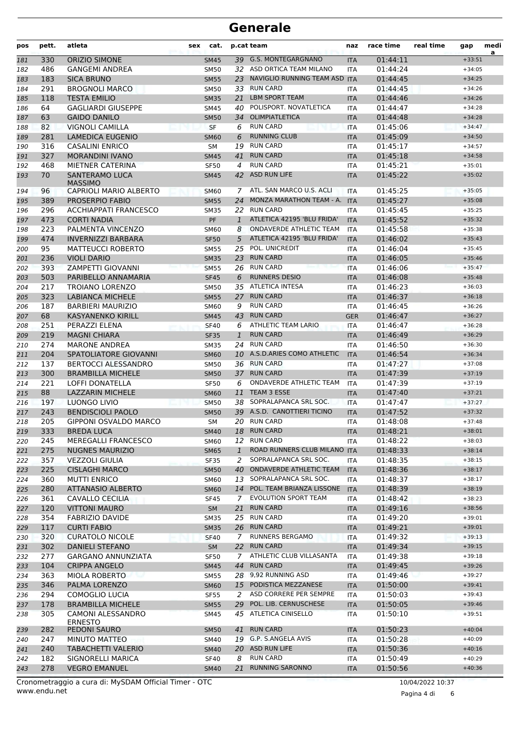# Generale

| pos | pett. | atleta | sex | cat. | p.cat | team | naz | race time | real time | gap | media |
|---|---|---|---|---|---|---|---|---|---|---|---|
| 181 | 330 | ORIZIO SIMONE | | SM45 | 39 | G.S. MONTEGARGNANO | ITA | 01:44:11 | | +33:51 | |
| 182 | 486 | GANGEMI ANDREA | | SM50 | 32 | ASD ORTICA TEAM MILANO | ITA | 01:44:24 | | +34:05 | |
| 183 | 183 | SICA BRUNO | | SM55 | 23 | NAVIGLIO RUNNING TEAM ASD | ITA | 01:44:45 | | +34:25 | |
| 184 | 291 | BROGNOLI MARCO | | SM50 | 33 | RUN CARD | ITA | 01:44:45 | | +34:26 | |
| 185 | 118 | TESTA EMILIO | | SM35 | 21 | LBM SPORT TEAM | ITA | 01:44:46 | | +34:26 | |
| 186 | 64 | GAGLIARDI GIUSEPPE | | SM45 | 40 | POLISPORT. NOVATLETICA | ITA | 01:44:47 | | +34:28 | |
| 187 | 63 | GAIDO DANILO | | SM50 | 34 | OLIMPIATLETICA | ITA | 01:44:48 | | +34:28 | |
| 188 | 82 | VIGNOLI CAMILLA | | SF | 6 | RUN CARD | ITA | 01:45:06 | | +34:47 | |
| 189 | 281 | LAMEDICA EUGENIO | | SM60 | 6 | RUNNING CLUB | ITA | 01:45:09 | | +34:50 | |
| 190 | 316 | CASALINI ENRICO | | SM | 19 | RUN CARD | ITA | 01:45:17 | | +34:57 | |
| 191 | 327 | MORANDINI IVANO | | SM45 | 41 | RUN CARD | ITA | 01:45:18 | | +34:58 | |
| 192 | 468 | MIETNER CATERINA | | SF50 | 4 | RUN CARD | ITA | 01:45:21 | | +35:01 | |
| 193 | 70 | SANTERAMO LUCA MASSIMO | | SM45 | 42 | ASD RUN LIFE | ITA | 01:45:22 | | +35:02 | |
| 194 | 96 | CAPRIOLI MARIO ALBERTO | | SM60 | 7 | ATL. SAN MARCO U.S. ACLI | ITA | 01:45:25 | | +35:05 | |
| 195 | 389 | PROSERPIO FABIO | | SM55 | 24 | MONZA MARATHON TEAM - A. | ITA | 01:45:27 | | +35:08 | |
| 196 | 296 | ACCHIAPPATI FRANCESCO | | SM35 | 22 | RUN CARD | ITA | 01:45:45 | | +35:25 | |
| 197 | 473 | CORTI NADIA | | PF | 1 | ATLETICA 42195 'BLU FRIDA' | ITA | 01:45:52 | | +35:32 | |
| 198 | 223 | PALMENTA VINCENZO | | SM60 | 8 | ONDAVERDE ATHLETIC TEAM | ITA | 01:45:58 | | +35:38 | |
| 199 | 474 | INVERNIZZI BARBARA | | SF50 | 5 | ATLETICA 42195 'BLU FRIDA' | ITA | 01:46:02 | | +35:43 | |
| 200 | 95 | MATTEUCCI ROBERTO | | SM55 | 25 | POL. UNICREDIT | ITA | 01:46:04 | | +35:45 | |
| 201 | 236 | VIOLI DARIO | | SM35 | 23 | RUN CARD | ITA | 01:46:05 | | +35:46 | |
| 202 | 393 | ZAMPETTI GIOVANNI | | SM55 | 26 | RUN CARD | ITA | 01:46:06 | | +35:47 | |
| 203 | 503 | PARIBELLO ANNAMARIA | | SF45 | 6 | RUNNERS DESIO | ITA | 01:46:08 | | +35:48 | |
| 204 | 217 | TROIANO LORENZO | | SM50 | 35 | ATLETICA INTESA | ITA | 01:46:23 | | +36:03 | |
| 205 | 323 | LABIANCA MICHELE | | SM55 | 27 | RUN CARD | ITA | 01:46:37 | | +36:18 | |
| 206 | 187 | BARBIERI MAURIZIO | | SM60 | 9 | RUN CARD | ITA | 01:46:45 | | +36:26 | |
| 207 | 68 | KASYANENKO KIRILL | | SM45 | 43 | RUN CARD | GER | 01:46:47 | | +36:27 | |
| 208 | 251 | PERAZZI ELENA | | SF40 | 6 | ATHLETIC TEAM LARIO | ITA | 01:46:47 | | +36:28 | |
| 209 | 219 | MAGNI CHIARA | | SF35 | 1 | RUN CARD | ITA | 01:46:49 | | +36:29 | |
| 210 | 274 | MARONE ANDREA | | SM35 | 24 | RUN CARD | ITA | 01:46:50 | | +36:30 | |
| 211 | 204 | SPATOLIATORE GIOVANNI | | SM60 | 10 | A.S.D.ARIES COMO ATHLETIC | ITA | 01:46:54 | | +36:34 | |
| 212 | 137 | BERTOCCI ALESSANDRO | | SM50 | 36 | RUN CARD | ITA | 01:47:27 | | +37:08 | |
| 213 | 300 | BRAMBILLA MICHELE | | SM50 | 37 | RUN CARD | ITA | 01:47:39 | | +37:19 | |
| 214 | 221 | LOFFI DONATELLA | | SF50 | 6 | ONDAVERDE ATHLETIC TEAM | ITA | 01:47:39 | | +37:19 | |
| 215 | 88 | LAZZARIN MICHELE | | SM60 | 11 | TEAM 3 ESSE | ITA | 01:47:40 | | +37:21 | |
| 216 | 197 | LUONGO LIVIO | | SM50 | 38 | SOPRALAPANCA SRL SOC. | ITA | 01:47:47 | | +37:27 | |
| 217 | 243 | BENDISCIOLI PAOLO | | SM50 | 39 | A.S.D. CANOTTIERI TICINO | ITA | 01:47:52 | | +37:32 | |
| 218 | 205 | GIPPONI OSVALDO MARCO | | SM | 20 | RUN CARD | ITA | 01:48:08 | | +37:48 | |
| 219 | 333 | BREDA LUCA | | SM40 | 18 | RUN CARD | ITA | 01:48:21 | | +38:01 | |
| 220 | 245 | MEREGALLI FRANCESCO | | SM60 | 12 | RUN CARD | ITA | 01:48:22 | | +38:03 | |
| 221 | 275 | NUGNES MAURIZIO | | SM65 | 1 | ROAD RUNNERS CLUB MILANO | ITA | 01:48:33 | | +38:14 | |
| 222 | 357 | VEZZOLI GIULIA | | SF35 | 2 | SOPRALAPANCA SRL SOC. | ITA | 01:48:35 | | +38:15 | |
| 223 | 225 | CISLAGHI MARCO | | SM50 | 40 | ONDAVERDE ATHLETIC TEAM | ITA | 01:48:36 | | +38:17 | |
| 224 | 360 | MUTTI ENRICO | | SM60 | 13 | SOPRALAPANCA SRL SOC. | ITA | 01:48:37 | | +38:17 | |
| 225 | 280 | ATTANASIO ALBERTO | | SM60 | 14 | POL. TEAM BRIANZA LISSONE | ITA | 01:48:39 | | +38:19 | |
| 226 | 361 | CAVALLO CECILIA | | SF45 | 7 | EVOLUTION SPORT TEAM | ITA | 01:48:42 | | +38:23 | |
| 227 | 120 | VITTONI MAURO | | SM | 21 | RUN CARD | ITA | 01:49:16 | | +38:56 | |
| 228 | 354 | FABRIZIO DAVIDE | | SM35 | 25 | RUN CARD | ITA | 01:49:20 | | +39:01 | |
| 229 | 117 | CURTI FABIO | | SM35 | 26 | RUN CARD | ITA | 01:49:21 | | +39:01 | |
| 230 | 320 | CURATOLO NICOLE | | SF40 | 7 | RUNNERS BERGAMO | ITA | 01:49:32 | | +39:13 | |
| 231 | 302 | DANIELI STEFANO | | SM | 22 | RUN CARD | ITA | 01:49:34 | | +39:15 | |
| 232 | 277 | GARGANO ANNUNZIATA | | SF50 | 7 | ATHLETIC CLUB VILLASANTA | ITA | 01:49:38 | | +39:18 | |
| 233 | 104 | CRIPPA ANGELO | | SM45 | 44 | RUN CARD | ITA | 01:49:45 | | +39:26 | |
| 234 | 363 | MIOLA ROBERTO | | SM55 | 28 | 9,92 RUNNING ASD | ITA | 01:49:46 | | +39:27 | |
| 235 | 346 | PALMA LORENZO | | SM60 | 15 | PODISTICA MEZZANESE | ITA | 01:50:00 | | +39:41 | |
| 236 | 294 | COMOGLIO LUCIA | | SF55 | 2 | ASD CORRERE PER SEMPRE | ITA | 01:50:03 | | +39:43 | |
| 237 | 178 | BRAMBILLA MICHELE | | SM55 | 29 | POL. LIB. CERNUSCHESE | ITA | 01:50:05 | | +39:46 | |
| 238 | 305 | CAMONI ALESSANDRO ERNESTO | | SM45 | 45 | ATLETICA CINISELLO | ITA | 01:50:10 | | +39:51 | |
| 239 | 282 | PEDONI SAURO | | SM50 | 41 | RUN CARD | ITA | 01:50:23 | | +40:04 | |
| 240 | 247 | MINUTO MATTEO | | SM40 | 19 | G.P. S.ANGELA AVIS | ITA | 01:50:28 | | +40:09 | |
| 241 | 240 | TABACHETTI VALERIO | | SM40 | 20 | ASD RUN LIFE | ITA | 01:50:36 | | +40:16 | |
| 242 | 182 | SIGNORELLI MARICA | | SF40 | 8 | RUN CARD | ITA | 01:50:49 | | +40:29 | |
| 243 | 278 | VEGRO EMANUEL | | SM40 | 21 | RUNNING SARONNO | ITA | 01:50:56 | | +40:36 | |

Cronometraggio a cura di: MySDAM Official Timer - OTC 10/04/2022 10:37
www.endu.net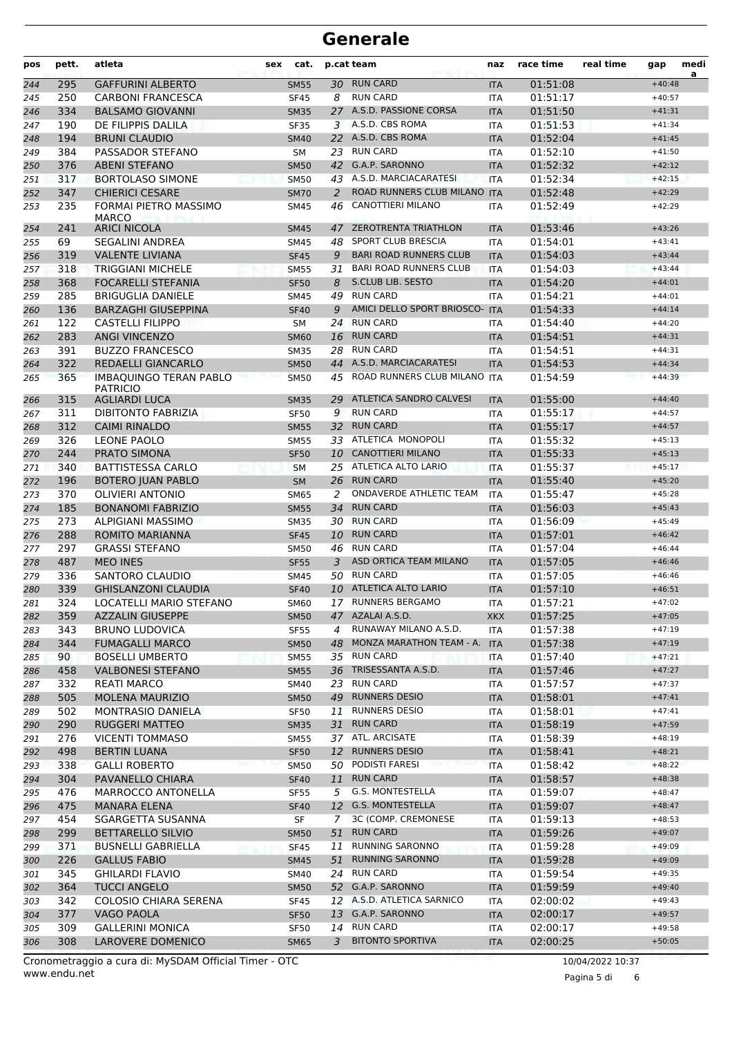# Generale

| pos | pett. | atleta | sex | cat. | p.cat | team | naz | race time | real time | gap | media |
|---|---|---|---|---|---|---|---|---|---|---|---|
| 244 | 295 | GAFFURINI ALBERTO | | SM55 | 30 | RUN CARD | ITA | 01:51:08 | | +40:48 | |
| 245 | 250 | CARBONI FRANCESCA | | SF45 | 8 | RUN CARD | ITA | 01:51:17 | | +40:57 | |
| 246 | 334 | BALSAMO GIOVANNI | | SM35 | 27 | A.S.D. PASSIONE CORSA | ITA | 01:51:50 | | +41:31 | |
| 247 | 190 | DE FILIPPIS DALILA | | SF35 | 3 | A.S.D. CBS ROMA | ITA | 01:51:53 | | +41:34 | |
| 248 | 194 | BRUNI CLAUDIO | | SM40 | 22 | A.S.D. CBS ROMA | ITA | 01:52:04 | | +41:45 | |
| 249 | 384 | PASSADOR STEFANO | | SM | 23 | RUN CARD | ITA | 01:52:10 | | +41:50 | |
| 250 | 376 | ABENI STEFANO | | SM50 | 42 | G.A.P. SARONNO | ITA | 01:52:32 | | +42:12 | |
| 251 | 317 | BORTOLASO SIMONE | | SM50 | 43 | A.S.D. MARCIACARATESI | ITA | 01:52:34 | | +42:15 | |
| 252 | 347 | CHIERICI CESARE | | SM70 | 2 | ROAD RUNNERS CLUB MILANO | ITA | 01:52:48 | | +42:29 | |
| 253 | 235 | FORMAI PIETRO MASSIMO MARCO | | SM45 | 46 | CANOTTIERI MILANO | ITA | 01:52:49 | | +42:29 | |
| 254 | 241 | ARICI NICOLA | | SM45 | 47 | ZEROTRENTA TRIATHLON | ITA | 01:53:46 | | +43:26 | |
| 255 | 69 | SEGALINI ANDREA | | SM45 | 48 | SPORT CLUB BRESCIA | ITA | 01:54:01 | | +43:41 | |
| 256 | 319 | VALENTE LIVIANA | | SF45 | 9 | BARI ROAD RUNNERS CLUB | ITA | 01:54:03 | | +43:44 | |
| 257 | 318 | TRIGGIANI MICHELE | | SM55 | 31 | BARI ROAD RUNNERS CLUB | ITA | 01:54:03 | | +43:44 | |
| 258 | 368 | FOCARELLI STEFANIA | | SF50 | 8 | S.CLUB LIB. SESTO | ITA | 01:54:20 | | +44:01 | |
| 259 | 285 | BRIGUGLIA DANIELE | | SM45 | 49 | RUN CARD | ITA | 01:54:21 | | +44:01 | |
| 260 | 136 | BARZAGHI GIUSEPPINA | | SF40 | 9 | AMICI DELLO SPORT BRIOSCO- | ITA | 01:54:33 | | +44:14 | |
| 261 | 122 | CASTELLI FILIPPO | | SM | 24 | RUN CARD | ITA | 01:54:40 | | +44:20 | |
| 262 | 283 | ANGI VINCENZO | | SM60 | 16 | RUN CARD | ITA | 01:54:51 | | +44:31 | |
| 263 | 391 | BUZZO FRANCESCO | | SM35 | 28 | RUN CARD | ITA | 01:54:51 | | +44:31 | |
| 264 | 322 | REDAELLI GIANCARLO | | SM50 | 44 | A.S.D. MARCIACARATESI | ITA | 01:54:53 | | +44:34 | |
| 265 | 365 | IMBAQUINGO TERAN PABLO PATRICIO | | SM50 | 45 | ROAD RUNNERS CLUB MILANO | ITA | 01:54:59 | | +44:39 | |
| 266 | 315 | AGLIARDI LUCA | | SM35 | 29 | ATLETICA SANDRO CALVESI | ITA | 01:55:00 | | +44:40 | |
| 267 | 311 | DIBITONTO FABRIZIA | | SF50 | 9 | RUN CARD | ITA | 01:55:17 | | +44:57 | |
| 268 | 312 | CAIMI RINALDO | | SM55 | 32 | RUN CARD | ITA | 01:55:17 | | +44:57 | |
| 269 | 326 | LEONE PAOLO | | SM55 | 33 | ATLETICA MONOPOLI | ITA | 01:55:32 | | +45:13 | |
| 270 | 244 | PRATO SIMONA | | SF50 | 10 | CANOTTIERI MILANO | ITA | 01:55:33 | | +45:13 | |
| 271 | 340 | BATTISTESSA CARLO | | SM | 25 | ATLETICA ALTO LARIO | ITA | 01:55:37 | | +45:17 | |
| 272 | 196 | BOTERO JUAN PABLO | | SM | 26 | RUN CARD | ITA | 01:55:40 | | +45:20 | |
| 273 | 370 | OLIVIERI ANTONIO | | SM65 | 2 | ONDAVERDE ATHLETIC TEAM | ITA | 01:55:47 | | +45:28 | |
| 274 | 185 | BONANOMI FABRIZIO | | SM55 | 34 | RUN CARD | ITA | 01:56:03 | | +45:43 | |
| 275 | 273 | ALPIGIANI MASSIMO | | SM35 | 30 | RUN CARD | ITA | 01:56:09 | | +45:49 | |
| 276 | 288 | ROMITO MARIANNA | | SF45 | 10 | RUN CARD | ITA | 01:57:01 | | +46:42 | |
| 277 | 297 | GRASSI STEFANO | | SM50 | 46 | RUN CARD | ITA | 01:57:04 | | +46:44 | |
| 278 | 487 | MEO INES | | SF55 | 3 | ASD ORTICA TEAM MILANO | ITA | 01:57:05 | | +46:46 | |
| 279 | 336 | SANTORO CLAUDIO | | SM45 | 50 | RUN CARD | ITA | 01:57:05 | | +46:46 | |
| 280 | 339 | GHISLANZONI CLAUDIA | | SF40 | 10 | ATLETICA ALTO LARIO | ITA | 01:57:10 | | +46:51 | |
| 281 | 324 | LOCATELLI MARIO STEFANO | | SM60 | 17 | RUNNERS BERGAMO | ITA | 01:57:21 | | +47:02 | |
| 282 | 359 | AZZALIN GIUSEPPE | | SM50 | 47 | AZALAI A.S.D. | XKX | 01:57:25 | | +47:05 | |
| 283 | 343 | BRUNO LUDOVICA | | SF55 | 4 | RUNAWAY MILANO A.S.D. | ITA | 01:57:38 | | +47:19 | |
| 284 | 344 | FUMAGALLI MARCO | | SM50 | 48 | MONZA MARATHON TEAM - A. | ITA | 01:57:38 | | +47:19 | |
| 285 | 90 | BOSELLI UMBERTO | | SM55 | 35 | RUN CARD | ITA | 01:57:40 | | +47:21 | |
| 286 | 458 | VALBONESI STEFANO | | SM55 | 36 | TRISESSANTA A.S.D. | ITA | 01:57:46 | | +47:27 | |
| 287 | 332 | REATI MARCO | | SM40 | 23 | RUN CARD | ITA | 01:57:57 | | +47:37 | |
| 288 | 505 | MOLENA MAURIZIO | | SM50 | 49 | RUNNERS DESIO | ITA | 01:58:01 | | +47:41 | |
| 289 | 502 | MONTRASIO DANIELA | | SF50 | 11 | RUNNERS DESIO | ITA | 01:58:01 | | +47:41 | |
| 290 | 290 | RUGGERI MATTEO | | SM35 | 31 | RUN CARD | ITA | 01:58:19 | | +47:59 | |
| 291 | 276 | VICENTI TOMMASO | | SM55 | 37 | ATL. ARCISATE | ITA | 01:58:39 | | +48:19 | |
| 292 | 498 | BERTIN LUANA | | SF50 | 12 | RUNNERS DESIO | ITA | 01:58:41 | | +48:21 | |
| 293 | 338 | GALLI ROBERTO | | SM50 | 50 | PODISTI FARESI | ITA | 01:58:42 | | +48:22 | |
| 294 | 304 | PAVANELLO CHIARA | | SF40 | 11 | RUN CARD | ITA | 01:58:57 | | +48:38 | |
| 295 | 476 | MARROCCO ANTONELLA | | SF55 | 5 | G.S. MONTESTELLA | ITA | 01:59:07 | | +48:47 | |
| 296 | 475 | MANARA ELENA | | SF40 | 12 | G.S. MONTESTELLA | ITA | 01:59:07 | | +48:47 | |
| 297 | 454 | SGARGETTA SUSANNA | | SF | 7 | 3C (COMP. CREMONESE | ITA | 01:59:13 | | +48:53 | |
| 298 | 299 | BETTARELLO SILVIO | | SM50 | 51 | RUN CARD | ITA | 01:59:26 | | +49:07 | |
| 299 | 371 | BUSNELLI GABRIELLA | | SF45 | 11 | RUNNING SARONNO | ITA | 01:59:28 | | +49:09 | |
| 300 | 226 | GALLUS FABIO | | SM45 | 51 | RUNNING SARONNO | ITA | 01:59:28 | | +49:09 | |
| 301 | 345 | GHILARDI FLAVIO | | SM40 | 24 | RUN CARD | ITA | 01:59:54 | | +49:35 | |
| 302 | 364 | TUCCI ANGELO | | SM50 | 52 | G.A.P. SARONNO | ITA | 01:59:59 | | +49:40 | |
| 303 | 342 | COLOSIO CHIARA SERENA | | SF45 | 12 | A.S.D. ATLETICA SARNICO | ITA | 02:00:02 | | +49:43 | |
| 304 | 377 | VAGO PAOLA | | SF50 | 13 | G.A.P. SARONNO | ITA | 02:00:17 | | +49:57 | |
| 305 | 309 | GALLERINI MONICA | | SF50 | 14 | RUN CARD | ITA | 02:00:17 | | +49:58 | |
| 306 | 308 | LAROVERE DOMENICO | | SM65 | 3 | BITONTO SPORTIVA | ITA | 02:00:25 | | +50:05 | |

Cronometraggio a cura di: MySDAM Official Timer - OTC
www.endu.net

10/04/2022 10:37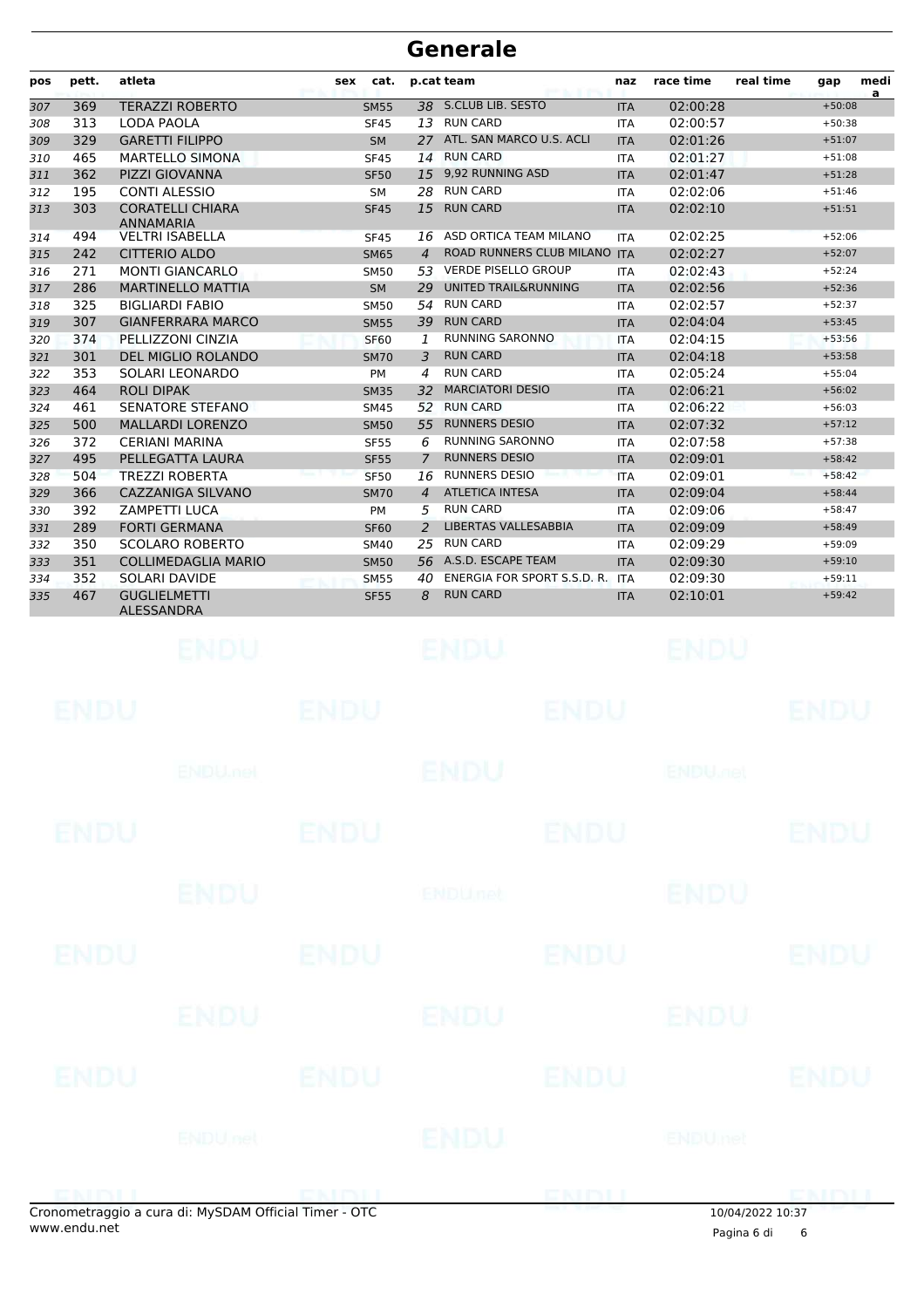# Generale

| pos | pett. | atleta | sex | cat. | p.cat | team | naz | race time | real time | gap | media |
|---|---|---|---|---|---|---|---|---|---|---|---|
| 307 | 369 | TERAZZI ROBERTO | | SM55 | 38 | S.CLUB LIB. SESTO | ITA | 02:00:28 | | +50:08 | |
| 308 | 313 | LODA PAOLA | | SF45 | 13 | RUN CARD | ITA | 02:00:57 | | +50:38 | |
| 309 | 329 | GARETTI FILIPPO | | SM | 27 | ATL. SAN MARCO U.S. ACLI | ITA | 02:01:26 | | +51:07 | |
| 310 | 465 | MARTELLO SIMONA | | SF45 | 14 | RUN CARD | ITA | 02:01:27 | | +51:08 | |
| 311 | 362 | PIZZI GIOVANNA | | SF50 | 15 | 9,92 RUNNING ASD | ITA | 02:01:47 | | +51:28 | |
| 312 | 195 | CONTI ALESSIO | | SM | 28 | RUN CARD | ITA | 02:02:06 | | +51:46 | |
| 313 | 303 | CORATELLI CHIARA ANNAMARIA | | SF45 | 15 | RUN CARD | ITA | 02:02:10 | | +51:51 | |
| 314 | 494 | VELTRI ISABELLA | | SF45 | 16 | ASD ORTICA TEAM MILANO | ITA | 02:02:25 | | +52:06 | |
| 315 | 242 | CITTERIO ALDO | | SM65 | 4 | ROAD RUNNERS CLUB MILANO | ITA | 02:02:27 | | +52:07 | |
| 316 | 271 | MONTI GIANCARLO | | SM50 | 53 | VERDE PISELLO GROUP | ITA | 02:02:43 | | +52:24 | |
| 317 | 286 | MARTINELLO MATTIA | | SM | 29 | UNITED TRAIL&RUNNING | ITA | 02:02:56 | | +52:36 | |
| 318 | 325 | BIGLIARDI FABIO | | SM50 | 54 | RUN CARD | ITA | 02:02:57 | | +52:37 | |
| 319 | 307 | GIANFERRARA MARCO | | SM55 | 39 | RUN CARD | ITA | 02:04:04 | | +53:45 | |
| 320 | 374 | PELLIZZONI CINZIA | | SF60 | 1 | RUNNING SARONNO | ITA | 02:04:15 | | +53:56 | |
| 321 | 301 | DEL MIGLIO ROLANDO | | SM70 | 3 | RUN CARD | ITA | 02:04:18 | | +53:58 | |
| 322 | 353 | SOLARI LEONARDO | | PM | 4 | RUN CARD | ITA | 02:05:24 | | +55:04 | |
| 323 | 464 | ROLI DIPAK | | SM35 | 32 | MARCIATORI DESIO | ITA | 02:06:21 | | +56:02 | |
| 324 | 461 | SENATORE STEFANO | | SM45 | 52 | RUN CARD | ITA | 02:06:22 | | +56:03 | |
| 325 | 500 | MALLARDI LORENZO | | SM50 | 55 | RUNNERS DESIO | ITA | 02:07:32 | | +57:12 | |
| 326 | 372 | CERIANI MARINA | | SF55 | 6 | RUNNING SARONNO | ITA | 02:07:58 | | +57:38 | |
| 327 | 495 | PELLEGATTA LAURA | | SF55 | 7 | RUNNERS DESIO | ITA | 02:09:01 | | +58:42 | |
| 328 | 504 | TREZZI ROBERTA | | SF50 | 16 | RUNNERS DESIO | ITA | 02:09:01 | | +58:42 | |
| 329 | 366 | CAZZANIGA SILVANO | | SM70 | 4 | ATLETICA INTESA | ITA | 02:09:04 | | +58:44 | |
| 330 | 392 | ZAMPETTI LUCA | | PM | 5 | RUN CARD | ITA | 02:09:06 | | +58:47 | |
| 331 | 289 | FORTI GERMANA | | SF60 | 2 | LIBERTAS VALLESABBIA | ITA | 02:09:09 | | +58:49 | |
| 332 | 350 | SCOLARO ROBERTO | | SM40 | 25 | RUN CARD | ITA | 02:09:29 | | +59:09 | |
| 333 | 351 | COLLIMEDAGLIA MARIO | | SM50 | 56 | A.S.D. ESCAPE TEAM | ITA | 02:09:30 | | +59:10 | |
| 334 | 352 | SOLARI DAVIDE | | SM55 | 40 | ENERGIA FOR SPORT S.S.D. R. | ITA | 02:09:30 | | +59:11 | |
| 335 | 467 | GUGLIELMETTI ALESSANDRA | | SF55 | 8 | RUN CARD | ITA | 02:10:01 | | +59:42 | |

Cronometraggio a cura di: MySDAM Official Timer - OTC
www.endu.net

10/04/2022 10:37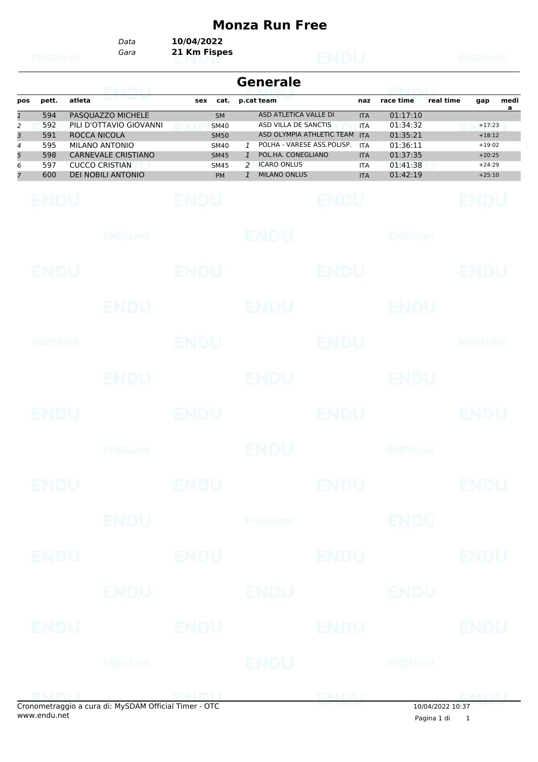# Monza Run Free

*Data* **10/04/2022**
*Gara* **21 Km Fispes**

## Generale

| pos | pett. | atleta | sex | cat. | p.cat | team | naz | race time | real time | gap | media |
|---|---|---|---|---|---|---|---|---|---|---|---|
| 1 | 594 | PASQUAZZO MICHELE | | SM | | ASD ATLETICA VALLE DI | ITA | 01:17:10 | | | |
| 2 | 592 | PILI D'OTTAVIO GIOVANNI | | SM40 | | ASD VILLA DE SANCTIS | ITA | 01:34:32 | | +17:23 | |
| 3 | 591 | ROCCA NICOLA | | SM50 | | ASD OLYMPIA ATHLETIC TEAM | ITA | 01:35:21 | | +18:12 | |
| 4 | 595 | MILANO ANTONIO | | SM40 | 1 | POLHA - VARESE ASS.POLISP. | ITA | 01:36:11 | | +19:02 | |
| 5 | 598 | CARNEVALE CRISTIANO | | SM45 | 1 | POL.HA. CONEGLIANO | ITA | 01:37:35 | | +20:25 | |
| 6 | 597 | CUCCO CRISTIAN | | SM45 | 2 | ICARO ONLUS | ITA | 01:41:38 | | +24:29 | |
| 7 | 600 | DEI NOBILI ANTONIO | | PM | 1 | MILANO ONLUS | ITA | 01:42:19 | | +25:10 | |

Cronometraggio a cura di: MySDAM Official Timer - OTC
www.endu.net

10/04/2022 10:37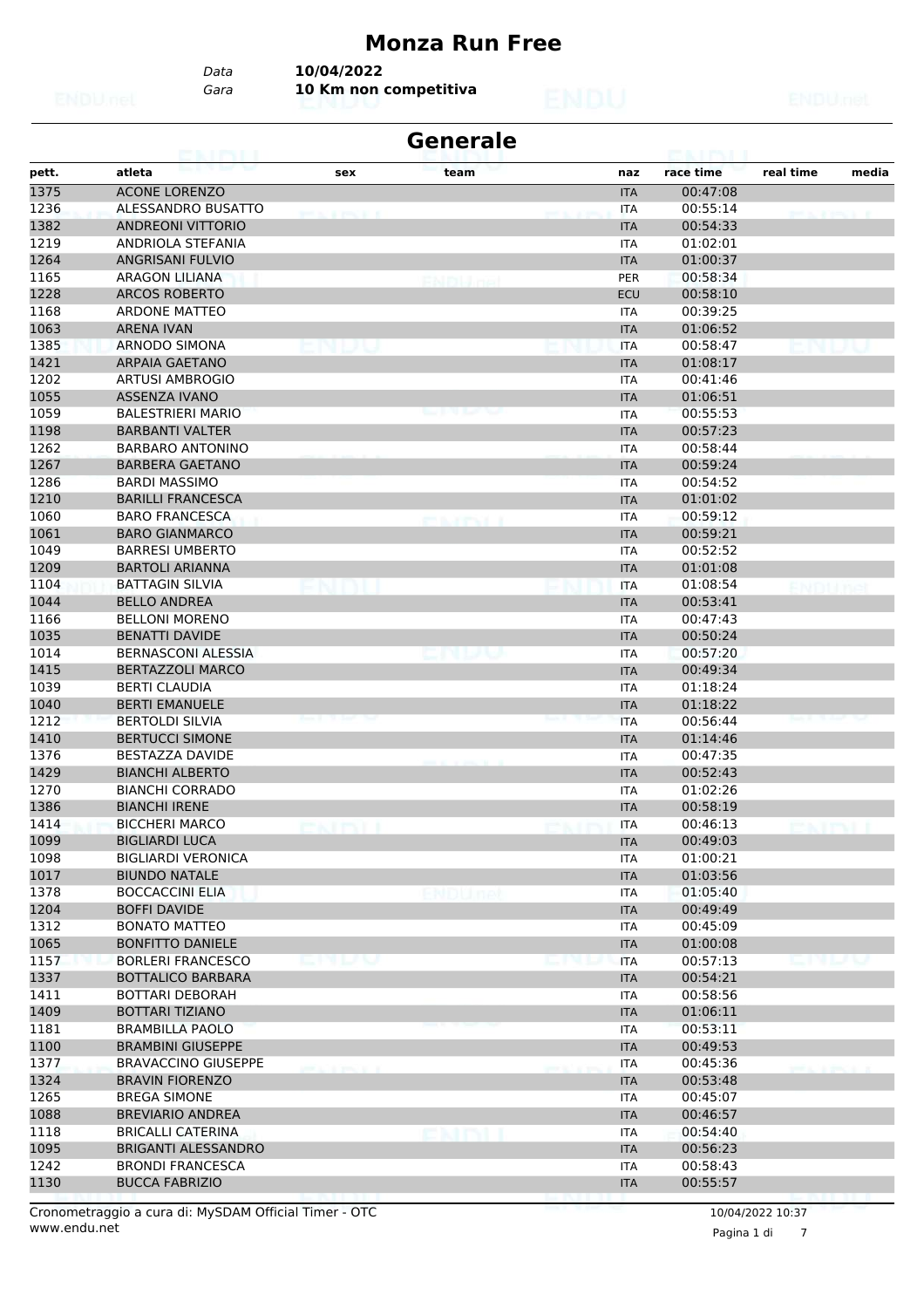# Monza Run Free

*Data* **10/04/2022**
*Gara* **10 Km non competitiva**

## Generale

| pett. | atleta | sex | team | naz | race time | real time | media |
|---|---|---|---|---|---|---|---|
| 1375 | ACONE LORENZO | | | ITA | 00:47:08 | | |
| 1236 | ALESSANDRO BUSATTO | | | ITA | 00:55:14 | | |
| 1382 | ANDREONI VITTORIO | | | ITA | 00:54:33 | | |
| 1219 | ANDRIOLA STEFANIA | | | ITA | 01:02:01 | | |
| 1264 | ANGRISANI FULVIO | | | ITA | 01:00:37 | | |
| 1165 | ARAGON LILIANA | | | PER | 00:58:34 | | |
| 1228 | ARCOS ROBERTO | | | ECU | 00:58:10 | | |
| 1168 | ARDONE MATTEO | | | ITA | 00:39:25 | | |
| 1063 | ARENA IVAN | | | ITA | 01:06:52 | | |
| 1385 | ARNODO SIMONA | | | ITA | 00:58:47 | | |
| 1421 | ARPAIA GAETANO | | | ITA | 01:08:17 | | |
| 1202 | ARTUSI AMBROGIO | | | ITA | 00:41:46 | | |
| 1055 | ASSENZA IVANO | | | ITA | 01:06:51 | | |
| 1059 | BALESTRIERI MARIO | | | ITA | 00:55:53 | | |
| 1198 | BARBANTI VALTER | | | ITA | 00:57:23 | | |
| 1262 | BARBARO ANTONINO | | | ITA | 00:58:44 | | |
| 1267 | BARBERA GAETANO | | | ITA | 00:59:24 | | |
| 1286 | BARDI MASSIMO | | | ITA | 00:54:52 | | |
| 1210 | BARILLI FRANCESCA | | | ITA | 01:01:02 | | |
| 1060 | BARO FRANCESCA | | | ITA | 00:59:12 | | |
| 1061 | BARO GIANMARCO | | | ITA | 00:59:21 | | |
| 1049 | BARRESI UMBERTO | | | ITA | 00:52:52 | | |
| 1209 | BARTOLI ARIANNA | | | ITA | 01:01:08 | | |
| 1104 | BATTAGIN SILVIA | | | ITA | 01:08:54 | | |
| 1044 | BELLO ANDREA | | | ITA | 00:53:41 | | |
| 1166 | BELLONI MORENO | | | ITA | 00:47:43 | | |
| 1035 | BENATTI DAVIDE | | | ITA | 00:50:24 | | |
| 1014 | BERNASCONI ALESSIA | | | ITA | 00:57:20 | | |
| 1415 | BERTAZZOLI MARCO | | | ITA | 00:49:34 | | |
| 1039 | BERTI CLAUDIA | | | ITA | 01:18:24 | | |
| 1040 | BERTI EMANUELE | | | ITA | 01:18:22 | | |
| 1212 | BERTOLDI SILVIA | | | ITA | 00:56:44 | | |
| 1410 | BERTUCCI SIMONE | | | ITA | 01:14:46 | | |
| 1376 | BESTAZZA DAVIDE | | | ITA | 00:47:35 | | |
| 1429 | BIANCHI ALBERTO | | | ITA | 00:52:43 | | |
| 1270 | BIANCHI CORRADO | | | ITA | 01:02:26 | | |
| 1386 | BIANCHI IRENE | | | ITA | 00:58:19 | | |
| 1414 | BICCHERI MARCO | | | ITA | 00:46:13 | | |
| 1099 | BIGLIARDI LUCA | | | ITA | 00:49:03 | | |
| 1098 | BIGLIARDI VERONICA | | | ITA | 01:00:21 | | |
| 1017 | BIUNDO NATALE | | | ITA | 01:03:56 | | |
| 1378 | BOCCACCINI ELIA | | | ITA | 01:05:40 | | |
| 1204 | BOFFI DAVIDE | | | ITA | 00:49:49 | | |
| 1312 | BONATO MATTEO | | | ITA | 00:45:09 | | |
| 1065 | BONFITTO DANIELE | | | ITA | 01:00:08 | | |
| 1157 | BORLERI FRANCESCO | | | ITA | 00:57:13 | | |
| 1337 | BOTTALICO BARBARA | | | ITA | 00:54:21 | | |
| 1411 | BOTTARI DEBORAH | | | ITA | 00:58:56 | | |
| 1409 | BOTTARI TIZIANO | | | ITA | 01:06:11 | | |
| 1181 | BRAMBILLA PAOLO | | | ITA | 00:53:11 | | |
| 1100 | BRAMBINI GIUSEPPE | | | ITA | 00:49:53 | | |
| 1377 | BRAVACCINO GIUSEPPE | | | ITA | 00:45:36 | | |
| 1324 | BRAVIN FIORENZO | | | ITA | 00:53:48 | | |
| 1265 | BREGA SIMONE | | | ITA | 00:45:07 | | |
| 1088 | BREVIARIO ANDREA | | | ITA | 00:46:57 | | |
| 1118 | BRICALLI CATERINA | | | ITA | 00:54:40 | | |
| 1095 | BRIGANTI ALESSANDRO | | | ITA | 00:56:23 | | |
| 1242 | BRONDI FRANCESCA | | | ITA | 00:58:43 | | |
| 1130 | BUCCA FABRIZIO | | | ITA | 00:55:57 | | |

Cronometraggio a cura di: MySDAM Official Timer - OTC
www.endu.net

10/04/2022 10:37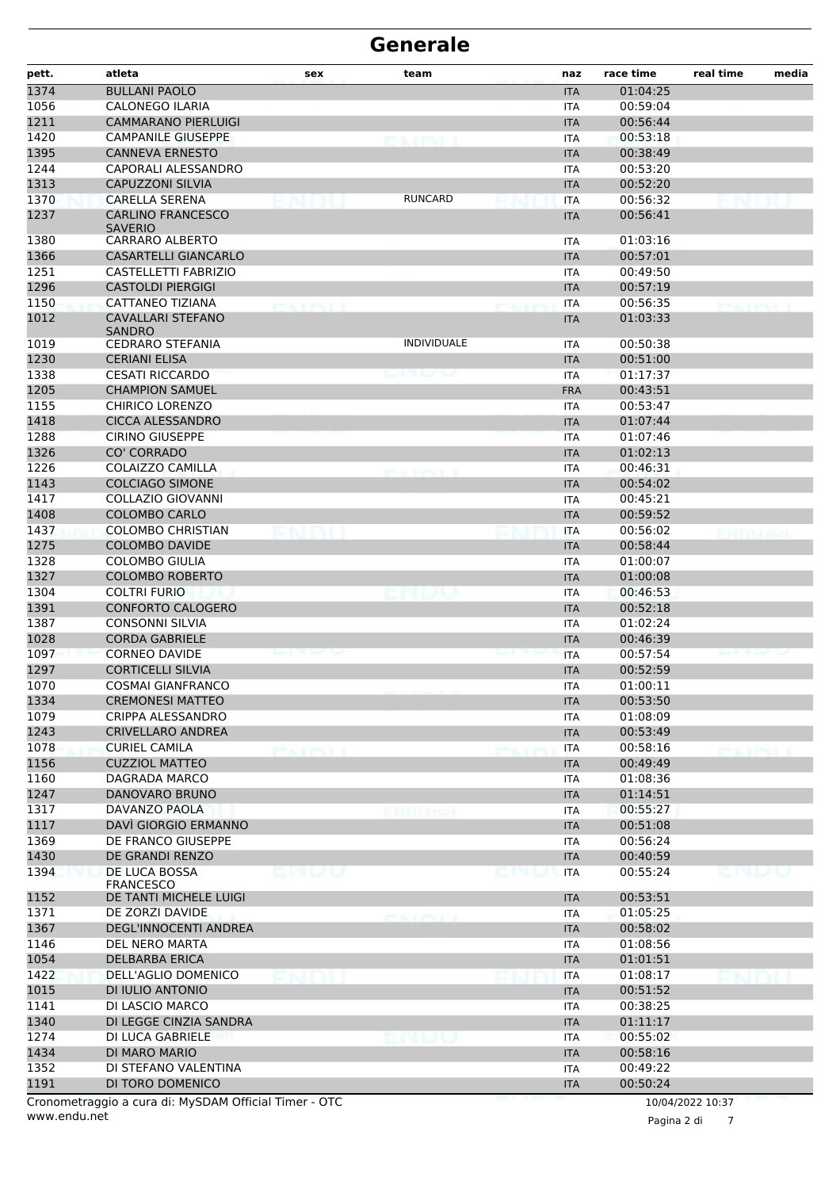# Generale

| pett. | atleta | sex | team | naz | race time | real time | media |
|---|---|---|---|---|---|---|---|
| 1374 | BULLANI PAOLO | | | ITA | 01:04:25 | | |
| 1056 | CALONEGO ILARIA | | | ITA | 00:59:04 | | |
| 1211 | CAMMARANO PIERLUIGI | | | ITA | 00:56:44 | | |
| 1420 | CAMPANILE GIUSEPPE | | | ITA | 00:53:18 | | |
| 1395 | CANNEVA ERNESTO | | | ITA | 00:38:49 | | |
| 1244 | CAPORALI ALESSANDRO | | | ITA | 00:53:20 | | |
| 1313 | CAPUZZONI SILVIA | | | ITA | 00:52:20 | | |
| 1370 | CARELLA SERENA | | RUNCARD | ITA | 00:56:32 | | |
| 1237 | CARLINO FRANCESCO SAVERIO | | | ITA | 00:56:41 | | |
| 1380 | CARRARO ALBERTO | | | ITA | 01:03:16 | | |
| 1366 | CASARTELLI GIANCARLO | | | ITA | 00:57:01 | | |
| 1251 | CASTELLETTI FABRIZIO | | | ITA | 00:49:50 | | |
| 1296 | CASTOLDI PIERGIGI | | | ITA | 00:57:19 | | |
| 1150 | CATTANEO TIZIANA | | | ITA | 00:56:35 | | |
| 1012 | CAVALLARI STEFANO SANDRO | | | ITA | 01:03:33 | | |
| 1019 | CEDRARO STEFANIA | | INDIVIDUALE | ITA | 00:50:38 | | |
| 1230 | CERIANI ELISA | | | ITA | 00:51:00 | | |
| 1338 | CESATI RICCARDO | | | ITA | 01:17:37 | | |
| 1205 | CHAMPION SAMUEL | | | FRA | 00:43:51 | | |
| 1155 | CHIRICO LORENZO | | | ITA | 00:53:47 | | |
| 1418 | CICCA ALESSANDRO | | | ITA | 01:07:44 | | |
| 1288 | CIRINO GIUSEPPE | | | ITA | 01:07:46 | | |
| 1326 | CO' CORRADO | | | ITA | 01:02:13 | | |
| 1226 | COLAIZZO CAMILLA | | | ITA | 00:46:31 | | |
| 1143 | COLCIAGO SIMONE | | | ITA | 00:54:02 | | |
| 1417 | COLLAZIO GIOVANNI | | | ITA | 00:45:21 | | |
| 1408 | COLOMBO CARLO | | | ITA | 00:59:52 | | |
| 1437 | COLOMBO CHRISTIAN | | | ITA | 00:56:02 | | |
| 1275 | COLOMBO DAVIDE | | | ITA | 00:58:44 | | |
| 1328 | COLOMBO GIULIA | | | ITA | 01:00:07 | | |
| 1327 | COLOMBO ROBERTO | | | ITA | 01:00:08 | | |
| 1304 | COLTRI FURIO | | | ITA | 00:46:53 | | |
| 1391 | CONFORTO CALOGERO | | | ITA | 00:52:18 | | |
| 1387 | CONSONNI SILVIA | | | ITA | 01:02:24 | | |
| 1028 | CORDA GABRIELE | | | ITA | 00:46:39 | | |
| 1097 | CORNEO DAVIDE | | | ITA | 00:57:54 | | |
| 1297 | CORTICELLI SILVIA | | | ITA | 00:52:59 | | |
| 1070 | COSMAI GIANFRANCO | | | ITA | 01:00:11 | | |
| 1334 | CREMONESI MATTEO | | | ITA | 00:53:50 | | |
| 1079 | CRIPPA ALESSANDRO | | | ITA | 01:08:09 | | |
| 1243 | CRIVELLARO ANDREA | | | ITA | 00:53:49 | | |
| 1078 | CURIEL CAMILA | | | ITA | 00:58:16 | | |
| 1156 | CUZZIOL MATTEO | | | ITA | 00:49:49 | | |
| 1160 | DAGRADA MARCO | | | ITA | 01:08:36 | | |
| 1247 | DANOVARO BRUNO | | | ITA | 01:14:51 | | |
| 1317 | DAVANZO PAOLA | | | ITA | 00:55:27 | | |
| 1117 | DAVÌ GIORGIO ERMANNO | | | ITA | 00:51:08 | | |
| 1369 | DE FRANCO GIUSEPPE | | | ITA | 00:56:24 | | |
| 1430 | DE GRANDI RENZO | | | ITA | 00:40:59 | | |
| 1394 | DE LUCA BOSSA FRANCESCO | | | ITA | 00:55:24 | | |
| 1152 | DE TANTI MICHELE LUIGI | | | ITA | 00:53:51 | | |
| 1371 | DE ZORZI DAVIDE | | | ITA | 01:05:25 | | |
| 1367 | DEGL'INNOCENTI ANDREA | | | ITA | 00:58:02 | | |
| 1146 | DEL NERO MARTA | | | ITA | 01:08:56 | | |
| 1054 | DELBARBA ERICA | | | ITA | 01:01:51 | | |
| 1422 | DELL'AGLIO DOMENICO | | | ITA | 01:08:17 | | |
| 1015 | DI IULIO ANTONIO | | | ITA | 00:51:52 | | |
| 1141 | DI LASCIO MARCO | | | ITA | 00:38:25 | | |
| 1340 | DI LEGGE CINZIA SANDRA | | | ITA | 01:11:17 | | |
| 1274 | DI LUCA GABRIELE | | | ITA | 00:55:02 | | |
| 1434 | DI MARO MARIO | | | ITA | 00:58:16 | | |
| 1352 | DI STEFANO VALENTINA | | | ITA | 00:49:22 | | |
| 1191 | DI TORO DOMENICO | | | ITA | 00:50:24 | | |

Cronometraggio a cura di: MySDAM Official Timer - OTC
www.endu.net

10/04/2022 10:37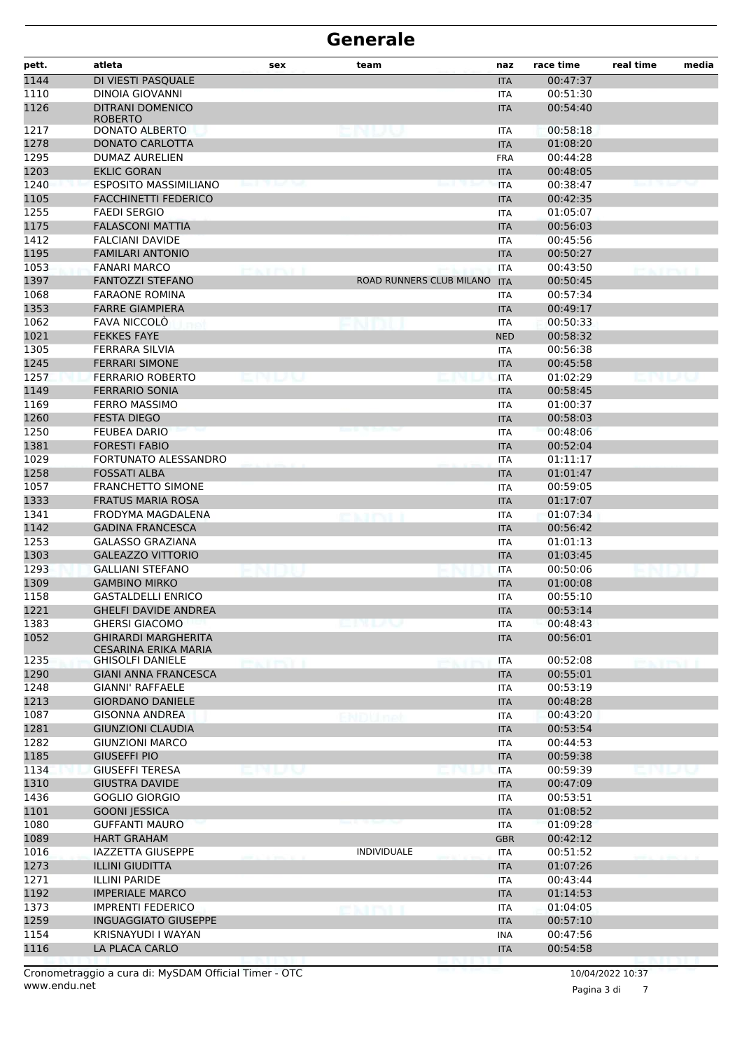# Generale

| pett. | atleta | sex | team | naz | race time | real time | media |
|---|---|---|---|---|---|---|---|
| 1144 | DI VIESTI PASQUALE | | | ITA | 00:47:37 | | |
| 1110 | DINOIA GIOVANNI | | | ITA | 00:51:30 | | |
| 1126 | DITRANI DOMENICO ROBERTO | | | ITA | 00:54:40 | | |
| 1217 | DONATO ALBERTO | | | ITA | 00:58:18 | | |
| 1278 | DONATO CARLOTTA | | | ITA | 01:08:20 | | |
| 1295 | DUMAZ AURELIEN | | | FRA | 00:44:28 | | |
| 1203 | EKLIC GORAN | | | ITA | 00:48:05 | | |
| 1240 | ESPOSITO MASSIMILIANO | | | ITA | 00:38:47 | | |
| 1105 | FACCHINETTI FEDERICO | | | ITA | 00:42:35 | | |
| 1255 | FAEDI SERGIO | | | ITA | 01:05:07 | | |
| 1175 | FALASCONI MATTIA | | | ITA | 00:56:03 | | |
| 1412 | FALCIANI DAVIDE | | | ITA | 00:45:56 | | |
| 1195 | FAMILARI ANTONIO | | | ITA | 00:50:27 | | |
| 1053 | FANARI MARCO | | | ITA | 00:43:50 | | |
| 1397 | FANTOZZI STEFANO | | ROAD RUNNERS CLUB MILANO | ITA | 00:50:45 | | |
| 1068 | FARAONE ROMINA | | | ITA | 00:57:34 | | |
| 1353 | FARRE GIAMPIERA | | | ITA | 00:49:17 | | |
| 1062 | FAVA NICCOLÒ | | | ITA | 00:50:33 | | |
| 1021 | FEKKES FAYE | | | NED | 00:58:32 | | |
| 1305 | FERRARA SILVIA | | | ITA | 00:56:38 | | |
| 1245 | FERRARI SIMONE | | | ITA | 00:45:58 | | |
| 1257 | FERRARIO ROBERTO | | | ITA | 01:02:29 | | |
| 1149 | FERRARIO SONIA | | | ITA | 00:58:45 | | |
| 1169 | FERRO MASSIMO | | | ITA | 01:00:37 | | |
| 1260 | FESTA DIEGO | | | ITA | 00:58:03 | | |
| 1250 | FEUBEA DARIO | | | ITA | 00:48:06 | | |
| 1381 | FORESTI FABIO | | | ITA | 00:52:04 | | |
| 1029 | FORTUNATO ALESSANDRO | | | ITA | 01:11:17 | | |
| 1258 | FOSSATI ALBA | | | ITA | 01:01:47 | | |
| 1057 | FRANCHETTO SIMONE | | | ITA | 00:59:05 | | |
| 1333 | FRATUS MARIA ROSA | | | ITA | 01:17:07 | | |
| 1341 | FRODYMA MAGDALENA | | | ITA | 01:07:34 | | |
| 1142 | GADINA FRANCESCA | | | ITA | 00:56:42 | | |
| 1253 | GALASSO GRAZIANA | | | ITA | 01:01:13 | | |
| 1303 | GALEAZZO VITTORIO | | | ITA | 01:03:45 | | |
| 1293 | GALLIANI STEFANO | | | ITA | 00:50:06 | | |
| 1309 | GAMBINO MIRKO | | | ITA | 01:00:08 | | |
| 1158 | GASTALDELLI ENRICO | | | ITA | 00:55:10 | | |
| 1221 | GHELFI DAVIDE ANDREA | | | ITA | 00:53:14 | | |
| 1383 | GHERSI GIACOMO | | | ITA | 00:48:43 | | |
| 1052 | GHIRARDI MARGHERITA CESARINA ERIKA MARIA | | | ITA | 00:56:01 | | |
| 1235 | GHISOLFI DANIELE | | | ITA | 00:52:08 | | |
| 1290 | GIANI ANNA FRANCESCA | | | ITA | 00:55:01 | | |
| 1248 | GIANNI' RAFFAELE | | | ITA | 00:53:19 | | |
| 1213 | GIORDANO DANIELE | | | ITA | 00:48:28 | | |
| 1087 | GISONNA ANDREA | | | ITA | 00:43:20 | | |
| 1281 | GIUNZIONI CLAUDIA | | | ITA | 00:53:54 | | |
| 1282 | GIUNZIONI MARCO | | | ITA | 00:44:53 | | |
| 1185 | GIUSEFFI PIO | | | ITA | 00:59:38 | | |
| 1134 | GIUSEFFI TERESA | | | ITA | 00:59:39 | | |
| 1310 | GIUSTRA DAVIDE | | | ITA | 00:47:09 | | |
| 1436 | GOGLIO GIORGIO | | | ITA | 00:53:51 | | |
| 1101 | GOONI JESSICA | | | ITA | 01:08:52 | | |
| 1080 | GUFFANTI MAURO | | | ITA | 01:09:28 | | |
| 1089 | HART GRAHAM | | | GBR | 00:42:12 | | |
| 1016 | IAZZETTA GIUSEPPE | | INDIVIDUALE | ITA | 00:51:52 | | |
| 1273 | ILLINI GIUDITTA | | | ITA | 01:07:26 | | |
| 1271 | ILLINI PARIDE | | | ITA | 00:43:44 | | |
| 1192 | IMPERIALE MARCO | | | ITA | 01:14:53 | | |
| 1373 | IMPRENTI FEDERICO | | | ITA | 01:04:05 | | |
| 1259 | INGUAGGIATO GIUSEPPE | | | ITA | 00:57:10 | | |
| 1154 | KRISNAYUDI I WAYAN | | | INA | 00:47:56 | | |
| 1116 | LA PLACA CARLO | | | ITA | 00:54:58 | | |

Cronometraggio a cura di: MySDAM Official Timer - OTC
www.endu.net

10/04/2022 10:37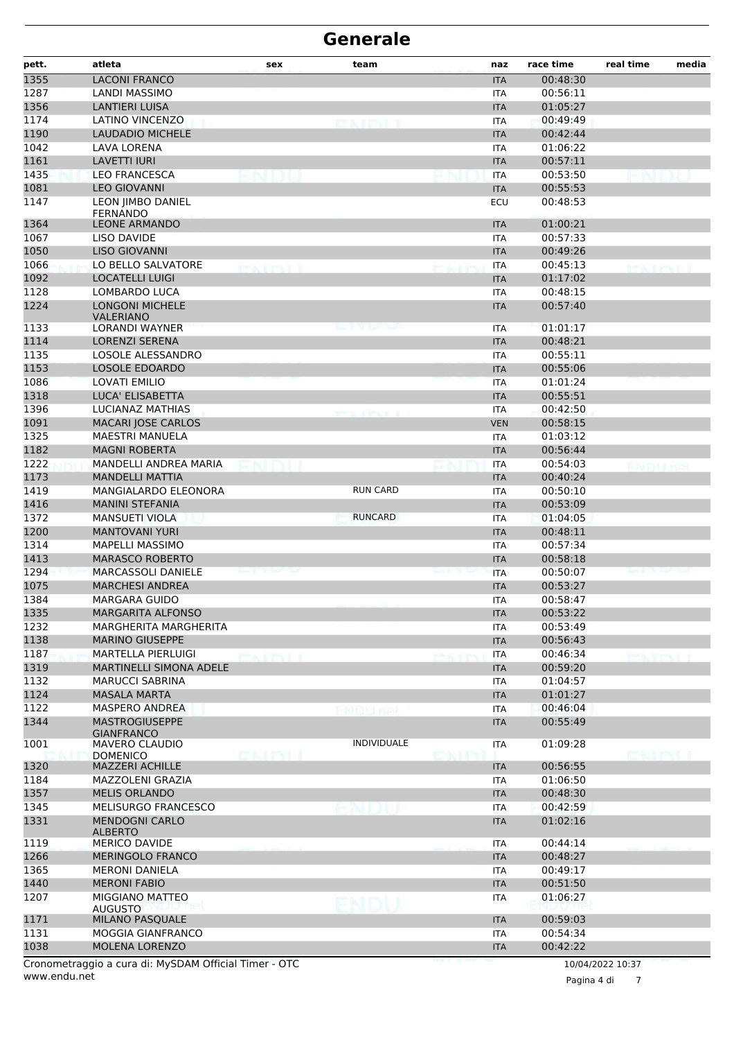# Generale

| pett. | atleta | sex | team | naz | race time | real time | media |
|---|---|---|---|---|---|---|---|
| 1355 | LACONI FRANCO | | | ITA | 00:48:30 | | |
| 1287 | LANDI MASSIMO | | | ITA | 00:56:11 | | |
| 1356 | LANTIERI LUISA | | | ITA | 01:05:27 | | |
| 1174 | LATINO VINCENZO | | | ITA | 00:49:49 | | |
| 1190 | LAUDADIO MICHELE | | | ITA | 00:42:44 | | |
| 1042 | LAVA LORENA | | | ITA | 01:06:22 | | |
| 1161 | LAVETTI IURI | | | ITA | 00:57:11 | | |
| 1435 | LEO FRANCESCA | | | ITA | 00:53:50 | | |
| 1081 | LEO GIOVANNI | | | ITA | 00:55:53 | | |
| 1147 | LEON JIMBO DANIEL FERNANDO | | | ECU | 00:48:53 | | |
| 1364 | LEONE ARMANDO | | | ITA | 01:00:21 | | |
| 1067 | LISO DAVIDE | | | ITA | 00:57:33 | | |
| 1050 | LISO GIOVANNI | | | ITA | 00:49:26 | | |
| 1066 | LO BELLO SALVATORE | | | ITA | 00:45:13 | | |
| 1092 | LOCATELLI LUIGI | | | ITA | 01:17:02 | | |
| 1128 | LOMBARDO LUCA | | | ITA | 00:48:15 | | |
| 1224 | LONGONI MICHELE VALERIANO | | | ITA | 00:57:40 | | |
| 1133 | LORANDI WAYNER | | | ITA | 01:01:17 | | |
| 1114 | LORENZI SERENA | | | ITA | 00:48:21 | | |
| 1135 | LOSOLE ALESSANDRO | | | ITA | 00:55:11 | | |
| 1153 | LOSOLE EDOARDO | | | ITA | 00:55:06 | | |
| 1086 | LOVATI EMILIO | | | ITA | 01:01:24 | | |
| 1318 | LUCA' ELISABETTA | | | ITA | 00:55:51 | | |
| 1396 | LUCIANAZ MATHIAS | | | ITA | 00:42:50 | | |
| 1091 | MACARI JOSE CARLOS | | | VEN | 00:58:15 | | |
| 1325 | MAESTRI MANUELA | | | ITA | 01:03:12 | | |
| 1182 | MAGNI ROBERTA | | | ITA | 00:56:44 | | |
| 1222 | MANDELLI ANDREA MARIA | | | ITA | 00:54:03 | | |
| 1173 | MANDELLI MATTIA | | | ITA | 00:40:24 | | |
| 1419 | MANGIALARDO ELEONORA | | RUN CARD | ITA | 00:50:10 | | |
| 1416 | MANINI STEFANIA | | | ITA | 00:53:09 | | |
| 1372 | MANSUETI VIOLA | | RUNCARD | ITA | 01:04:05 | | |
| 1200 | MANTOVANI YURI | | | ITA | 00:48:11 | | |
| 1314 | MAPELLI MASSIMO | | | ITA | 00:57:34 | | |
| 1413 | MARASCO ROBERTO | | | ITA | 00:58:18 | | |
| 1294 | MARCASSOLI DANIELE | | | ITA | 00:50:07 | | |
| 1075 | MARCHESI ANDREA | | | ITA | 00:53:27 | | |
| 1384 | MARGARA GUIDO | | | ITA | 00:58:47 | | |
| 1335 | MARGARITA ALFONSO | | | ITA | 00:53:22 | | |
| 1232 | MARGHERITA MARGHERITA | | | ITA | 00:53:49 | | |
| 1138 | MARINO GIUSEPPE | | | ITA | 00:56:43 | | |
| 1187 | MARTELLA PIERLUIGI | | | ITA | 00:46:34 | | |
| 1319 | MARTINELLI SIMONA ADELE | | | ITA | 00:59:20 | | |
| 1132 | MARUCCI SABRINA | | | ITA | 01:04:57 | | |
| 1124 | MASALA MARTA | | | ITA | 01:01:27 | | |
| 1122 | MASPERO ANDREA | | | ITA | 00:46:04 | | |
| 1344 | MASTROGIUSEPPE GIANFRANCO | | | ITA | 00:55:49 | | |
| 1001 | MAVERO CLAUDIO DOMENICO | | INDIVIDUALE | ITA | 01:09:28 | | |
| 1320 | MAZZERI ACHILLE | | | ITA | 00:56:55 | | |
| 1184 | MAZZOLENI GRAZIA | | | ITA | 01:06:50 | | |
| 1357 | MELIS ORLANDO | | | ITA | 00:48:30 | | |
| 1345 | MELISURGO FRANCESCO | | | ITA | 00:42:59 | | |
| 1331 | MENDOGNI CARLO ALBERTO | | | ITA | 01:02:16 | | |
| 1119 | MERICO DAVIDE | | | ITA | 00:44:14 | | |
| 1266 | MERINGOLO FRANCO | | | ITA | 00:48:27 | | |
| 1365 | MERONI DANIELA | | | ITA | 00:49:17 | | |
| 1440 | MERONI FABIO | | | ITA | 00:51:50 | | |
| 1207 | MIGGIANO MATTEO AUGUSTO | | | ITA | 01:06:27 | | |
| 1171 | MILANO PASQUALE | | | ITA | 00:59:03 | | |
| 1131 | MOGGIA GIANFRANCO | | | ITA | 00:54:34 | | |
| 1038 | MOLENA LORENZO | | | ITA | 00:42:22 | | |

Cronometraggio a cura di: MySDAM Official Timer - OTC
www.endu.net

10/04/2022 10:37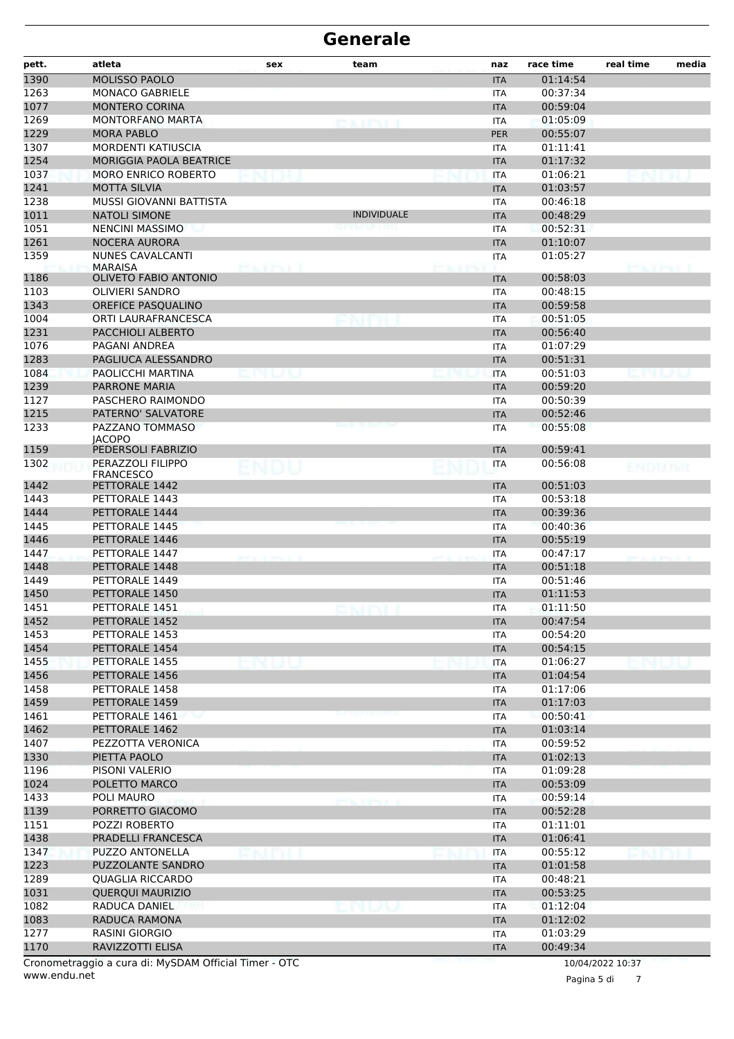# Generale

| pett. | atleta | sex | team | naz | race time | real time | media |
|---|---|---|---|---|---|---|---|
| 1390 | MOLISSO PAOLO | | | ITA | 01:14:54 | | |
| 1263 | MONACO GABRIELE | | | ITA | 00:37:34 | | |
| 1077 | MONTERO CORINA | | | ITA | 00:59:04 | | |
| 1269 | MONTORFANO MARTA | | | ITA | 01:05:09 | | |
| 1229 | MORA PABLO | | | PER | 00:55:07 | | |
| 1307 | MORDENTI KATIUSCIA | | | ITA | 01:11:41 | | |
| 1254 | MORIGGIA PAOLA BEATRICE | | | ITA | 01:17:32 | | |
| 1037 | MORO ENRICO ROBERTO | | | ITA | 01:06:21 | | |
| 1241 | MOTTA SILVIA | | | ITA | 01:03:57 | | |
| 1238 | MUSSI GIOVANNI BATTISTA | | | ITA | 00:46:18 | | |
| 1011 | NATOLI SIMONE | | INDIVIDUALE | ITA | 00:48:29 | | |
| 1051 | NENCINI MASSIMO | | | ITA | 00:52:31 | | |
| 1261 | NOCERA AURORA | | | ITA | 01:10:07 | | |
| 1359 | NUNES CAVALCANTI MARAISA | | | ITA | 01:05:27 | | |
| 1186 | OLIVETO FABIO ANTONIO | | | ITA | 00:58:03 | | |
| 1103 | OLIVIERI SANDRO | | | ITA | 00:48:15 | | |
| 1343 | OREFICE PASQUALINO | | | ITA | 00:59:58 | | |
| 1004 | ORTI LAURAFRANCESCA | | | ITA | 00:51:05 | | |
| 1231 | PACCHIOLI ALBERTO | | | ITA | 00:56:40 | | |
| 1076 | PAGANI ANDREA | | | ITA | 01:07:29 | | |
| 1283 | PAGLIUCA ALESSANDRO | | | ITA | 00:51:31 | | |
| 1084 | PAOLICCHI MARTINA | | | ITA | 00:51:03 | | |
| 1239 | PARRONE MARIA | | | ITA | 00:59:20 | | |
| 1127 | PASCHERO RAIMONDO | | | ITA | 00:50:39 | | |
| 1215 | PATERNO' SALVATORE | | | ITA | 00:52:46 | | |
| 1233 | PAZZANO TOMMASO JACOPO | | | ITA | 00:55:08 | | |
| 1159 | PEDERSOLI FABRIZIO | | | ITA | 00:59:41 | | |
| 1302 | PERAZZOLI FILIPPO FRANCESCO | | | ITA | 00:56:08 | | |
| 1442 | PETTORALE 1442 | | | ITA | 00:51:03 | | |
| 1443 | PETTORALE 1443 | | | ITA | 00:53:18 | | |
| 1444 | PETTORALE 1444 | | | ITA | 00:39:36 | | |
| 1445 | PETTORALE 1445 | | | ITA | 00:40:36 | | |
| 1446 | PETTORALE 1446 | | | ITA | 00:55:19 | | |
| 1447 | PETTORALE 1447 | | | ITA | 00:47:17 | | |
| 1448 | PETTORALE 1448 | | | ITA | 00:51:18 | | |
| 1449 | PETTORALE 1449 | | | ITA | 00:51:46 | | |
| 1450 | PETTORALE 1450 | | | ITA | 01:11:53 | | |
| 1451 | PETTORALE 1451 | | | ITA | 01:11:50 | | |
| 1452 | PETTORALE 1452 | | | ITA | 00:47:54 | | |
| 1453 | PETTORALE 1453 | | | ITA | 00:54:20 | | |
| 1454 | PETTORALE 1454 | | | ITA | 00:54:15 | | |
| 1455 | PETTORALE 1455 | | | ITA | 01:06:27 | | |
| 1456 | PETTORALE 1456 | | | ITA | 01:04:54 | | |
| 1458 | PETTORALE 1458 | | | ITA | 01:17:06 | | |
| 1459 | PETTORALE 1459 | | | ITA | 01:17:03 | | |
| 1461 | PETTORALE 1461 | | | ITA | 00:50:41 | | |
| 1462 | PETTORALE 1462 | | | ITA | 01:03:14 | | |
| 1407 | PEZZOTTA VERONICA | | | ITA | 00:59:52 | | |
| 1330 | PIETTA PAOLO | | | ITA | 01:02:13 | | |
| 1196 | PISONI VALERIO | | | ITA | 01:09:28 | | |
| 1024 | POLETTO MARCO | | | ITA | 00:53:09 | | |
| 1433 | POLI MAURO | | | ITA | 00:59:14 | | |
| 1139 | PORRETTO GIACOMO | | | ITA | 00:52:28 | | |
| 1151 | POZZI ROBERTO | | | ITA | 01:11:01 | | |
| 1438 | PRADELLI FRANCESCA | | | ITA | 01:06:41 | | |
| 1347 | PUZZO ANTONELLA | | | ITA | 00:55:12 | | |
| 1223 | PUZZOLANTE SANDRO | | | ITA | 01:01:58 | | |
| 1289 | QUAGLIA RICCARDO | | | ITA | 00:48:21 | | |
| 1031 | QUERQUI MAURIZIO | | | ITA | 00:53:25 | | |
| 1082 | RADUCA DANIEL | | | ITA | 01:12:04 | | |
| 1083 | RADUCA RAMONA | | | ITA | 01:12:02 | | |
| 1277 | RASINI GIORGIO | | | ITA | 01:03:29 | | |
| 1170 | RAVIZZOTTI ELISA | | | ITA | 00:49:34 | | |

Cronometraggio a cura di: MySDAM Official Timer - OTC
www.endu.net

10/04/2022 10:37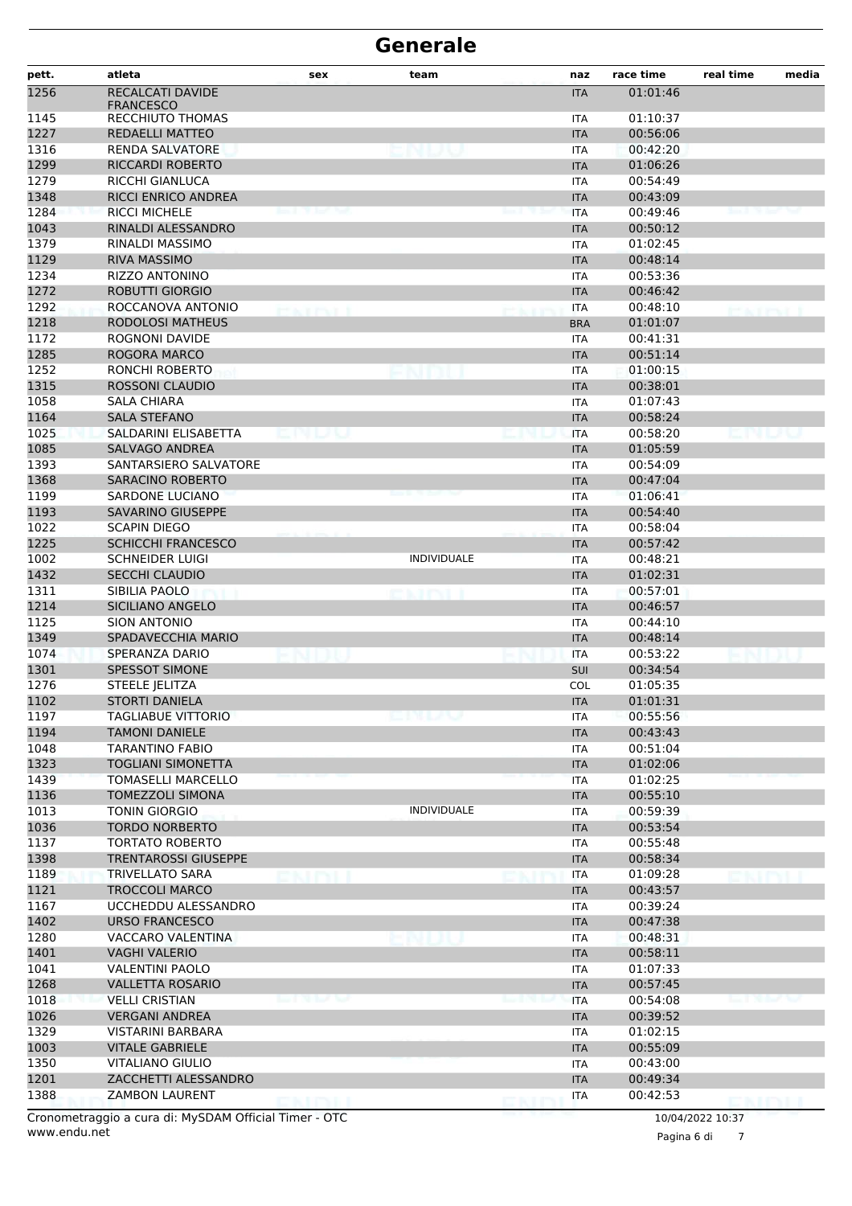# Generale

| pett. | atleta | sex | team | naz | race time | real time | media |
|---|---|---|---|---|---|---|---|
| 1256 | RECALCATI DAVIDE FRANCESCO | | | ITA | 01:01:46 | | |
| 1145 | RECCHIUTO THOMAS | | | ITA | 01:10:37 | | |
| 1227 | REDAELLI MATTEO | | | ITA | 00:56:06 | | |
| 1316 | RENDA SALVATORE | | | ITA | 00:42:20 | | |
| 1299 | RICCARDI ROBERTO | | | ITA | 01:06:26 | | |
| 1279 | RICCHI GIANLUCA | | | ITA | 00:54:49 | | |
| 1348 | RICCI ENRICO ANDREA | | | ITA | 00:43:09 | | |
| 1284 | RICCI MICHELE | | | ITA | 00:49:46 | | |
| 1043 | RINALDI ALESSANDRO | | | ITA | 00:50:12 | | |
| 1379 | RINALDI MASSIMO | | | ITA | 01:02:45 | | |
| 1129 | RIVA MASSIMO | | | ITA | 00:48:14 | | |
| 1234 | RIZZO ANTONINO | | | ITA | 00:53:36 | | |
| 1272 | ROBUTTI GIORGIO | | | ITA | 00:46:42 | | |
| 1292 | ROCCANOVA ANTONIO | | | ITA | 00:48:10 | | |
| 1218 | RODOLOSI MATHEUS | | | BRA | 01:01:07 | | |
| 1172 | ROGNONI DAVIDE | | | ITA | 00:41:31 | | |
| 1285 | ROGORA MARCO | | | ITA | 00:51:14 | | |
| 1252 | RONCHI ROBERTO | | | ITA | 01:00:15 | | |
| 1315 | ROSSONI CLAUDIO | | | ITA | 00:38:01 | | |
| 1058 | SALA CHIARA | | | ITA | 01:07:43 | | |
| 1164 | SALA STEFANO | | | ITA | 00:58:24 | | |
| 1025 | SALDARINI ELISABETTA | | | ITA | 00:58:20 | | |
| 1085 | SALVAGO ANDREA | | | ITA | 01:05:59 | | |
| 1393 | SANTARSIERO SALVATORE | | | ITA | 00:54:09 | | |
| 1368 | SARACINO ROBERTO | | | ITA | 00:47:04 | | |
| 1199 | SARDONE LUCIANO | | | ITA | 01:06:41 | | |
| 1193 | SAVARINO GIUSEPPE | | | ITA | 00:54:40 | | |
| 1022 | SCAPIN DIEGO | | | ITA | 00:58:04 | | |
| 1225 | SCHICCHI FRANCESCO | | | ITA | 00:57:42 | | |
| 1002 | SCHNEIDER LUIGI | | INDIVIDUALE | ITA | 00:48:21 | | |
| 1432 | SECCHI CLAUDIO | | | ITA | 01:02:31 | | |
| 1311 | SIBILIA PAOLO | | | ITA | 00:57:01 | | |
| 1214 | SICILIANO ANGELO | | | ITA | 00:46:57 | | |
| 1125 | SION ANTONIO | | | ITA | 00:44:10 | | |
| 1349 | SPADAVECCHIA MARIO | | | ITA | 00:48:14 | | |
| 1074 | SPERANZA DARIO | | | ITA | 00:53:22 | | |
| 1301 | SPESSOT SIMONE | | | SUI | 00:34:54 | | |
| 1276 | STEELE JELITZA | | | COL | 01:05:35 | | |
| 1102 | STORTI DANIELA | | | ITA | 01:01:31 | | |
| 1197 | TAGLIABUE VITTORIO | | | ITA | 00:55:56 | | |
| 1194 | TAMONI DANIELE | | | ITA | 00:43:43 | | |
| 1048 | TARANTINO FABIO | | | ITA | 00:51:04 | | |
| 1323 | TOGLIANI SIMONETTA | | | ITA | 01:02:06 | | |
| 1439 | TOMASELLI MARCELLO | | | ITA | 01:02:25 | | |
| 1136 | TOMEZZOLI SIMONA | | | ITA | 00:55:10 | | |
| 1013 | TONIN GIORGIO | | INDIVIDUALE | ITA | 00:59:39 | | |
| 1036 | TORDO NORBERTO | | | ITA | 00:53:54 | | |
| 1137 | TORTATO ROBERTO | | | ITA | 00:55:48 | | |
| 1398 | TRENTAROSSI GIUSEPPE | | | ITA | 00:58:34 | | |
| 1189 | TRIVELLATO SARA | | | ITA | 01:09:28 | | |
| 1121 | TROCCOLI MARCO | | | ITA | 00:43:57 | | |
| 1167 | UCCHEDDU ALESSANDRO | | | ITA | 00:39:24 | | |
| 1402 | URSO FRANCESCO | | | ITA | 00:47:38 | | |
| 1280 | VACCARO VALENTINA | | | ITA | 00:48:31 | | |
| 1401 | VAGHI VALERIO | | | ITA | 00:58:11 | | |
| 1041 | VALENTINI PAOLO | | | ITA | 01:07:33 | | |
| 1268 | VALLETTA ROSARIO | | | ITA | 00:57:45 | | |
| 1018 | VELLI CRISTIAN | | | ITA | 00:54:08 | | |
| 1026 | VERGANI ANDREA | | | ITA | 00:39:52 | | |
| 1329 | VISTARINI BARBARA | | | ITA | 01:02:15 | | |
| 1003 | VITALE GABRIELE | | | ITA | 00:55:09 | | |
| 1350 | VITALIANO GIULIO | | | ITA | 00:43:00 | | |
| 1201 | ZACCHETTI ALESSANDRO | | | ITA | 00:49:34 | | |
| 1388 | ZAMBON LAURENT | | | ITA | 00:42:53 | | |

Cronometraggio a cura di: MySDAM Official Timer - OTC
www.endu.net

10/04/2022 10:37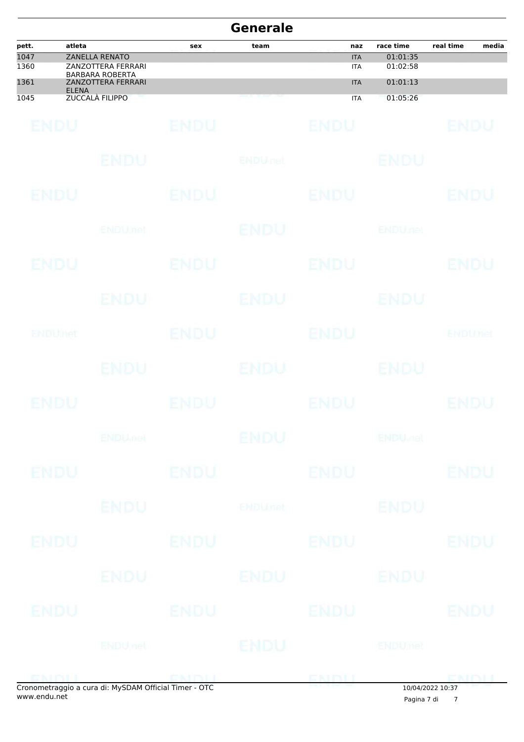# Generale

| pett. | atleta | sex | team | naz | race time | real time | media |
|---|---|---|---|---|---|---|---|
| 1047 | ZANELLA RENATO | | | ITA | 01:01:35 | | |
| 1360 | ZANZOTTERA FERRARI BARBARA ROBERTA | | | ITA | 01:02:58 | | |
| 1361 | ZANZOTTERA FERRARI ELENA | | | ITA | 01:01:13 | | |
| 1045 | ZUCCALÀ FILIPPO | | | ITA | 01:05:26 | | |

Cronometraggio a cura di: MySDAM Official Timer - OTC
www.endu.net

10/04/2022 10:37